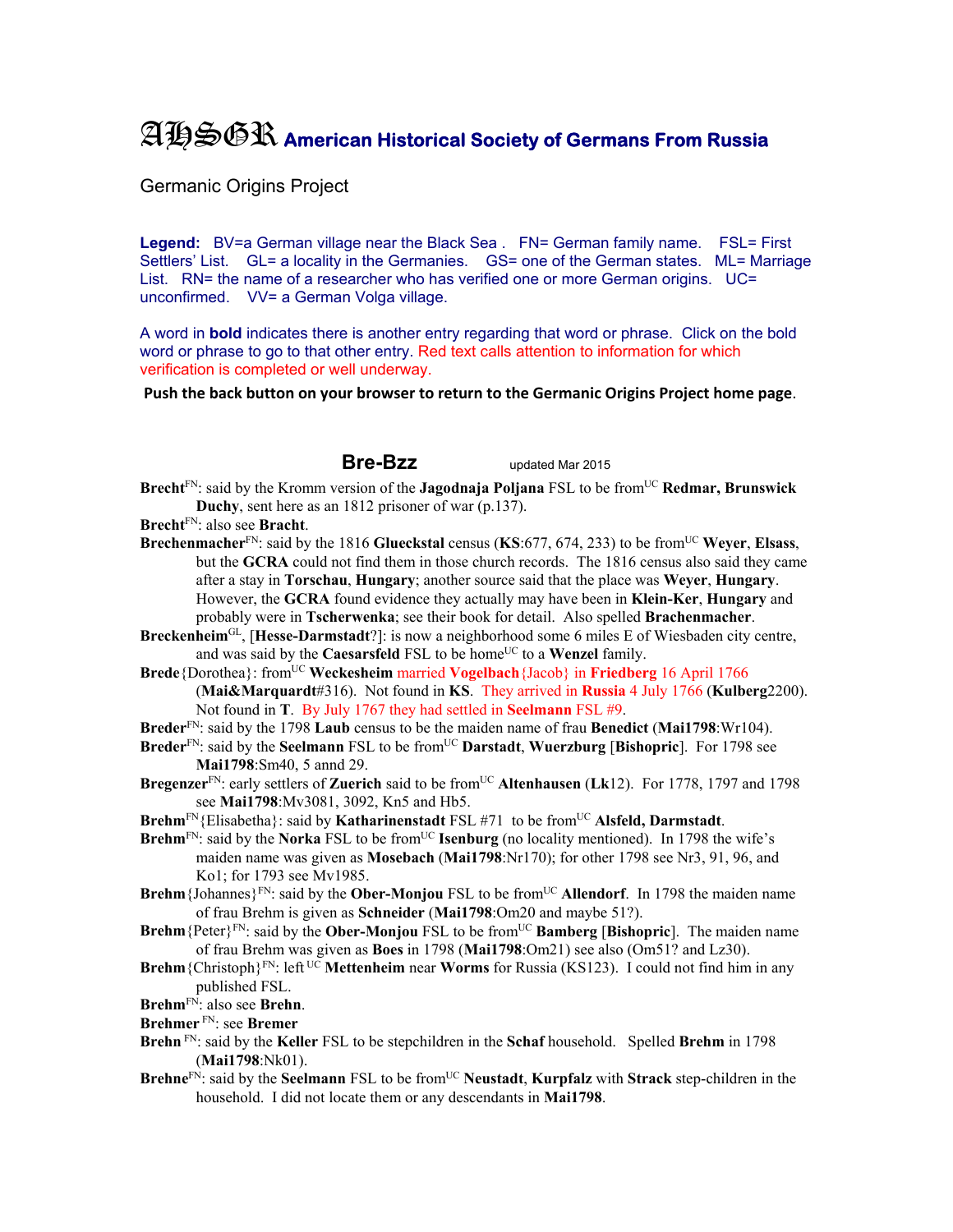# AHSGR American Historical Society of Germans From Russia

Germanic Origins Project

**Legend:** BV=a German village near the Black Sea . FN= German family name. FSL= First Settlers' List. GL= a locality in the Germanies. GS= one of the German states. ML= Marriage List. RN= the name of a researcher who has verified one or more German origins. UC= unconfirmed. VV= a German Volga village.

A word in **bold** indicates there is another entry regarding that word or phrase. Click on the bold word or phrase to go to that other entry. Red text calls attention to information for which verification is completed or well underway.

**Push the back button on your browser to return to the Germanic Origins Project home page**.

## Bre-Bzz

updated Mar 2015

**Brecht**FN: said by the Kromm version of the **Jagodnaja Poljana** FSL to be fromUC **Redmar, Brunswick Duchy**, sent here as an 1812 prisoner of war (p.137).

**Brecht**FN: also see **Bracht**.

**Brechenmacher**FN: said by the 1816 **Glueckstal** census (**KS**:677, 674, 233) to be fromUC **Weyer**, **Elsass**, but the **GCRA** could not find them in those church records. The 1816 census also said they came after a stay in **Torschau**, **Hungary**; another source said that the place was **Weyer**, **Hungary**. However, the **GCRA** found evidence they actually may have been in **Klein-Ker**, **Hungary** and probably were in **Tscherwenka**; see their book for detail. Also spelled **Brachenmacher**.

**Breckenheim**GL, [**Hesse-Darmstadt**?]: is now a neighborhood some 6 miles E of Wiesbaden city centre, and was said by the **Caesarsfeld** FSL to be homeUC to a **Wenzel** family.

**Brede**{Dorothea}: fromUC **Weckesheim** married **Vogelbach**{Jacob} in **Friedberg** 16 April 1766 (**Mai&Marquardt**#316). Not found in **KS**. They arrived in **Russia** 4 July 1766 (**Kulberg**2200). Not found in **T**. By July 1767 they had settled in **Seelmann** FSL #9.

**Breder**FN: said by the 1798 **Laub** census to be the maiden name of frau **Benedict** (**Mai1798**:Wr104).

**Breder**FN: said by the **Seelmann** FSL to be fromUC **Darstadt**, **Wuerzburg** [**Bishopric**]. For 1798 see **Mai1798**:Sm40, 5 annd 29.

**Bregenzer**FN: early settlers of **Zuerich** said to be fromUC **Altenhausen** (**Lk**12). For 1778, 1797 and 1798 see **Mai1798**:Mv3081, 3092, Kn5 and Hb5.

**Brehm**FN{Elisabetha}: said by **Katharinenstadt** FSL #71 to be fromUC **Alsfeld, Darmstadt**.

**Brehm**FN: said by the **Norka** FSL to be fromUC **Isenburg** (no locality mentioned). In 1798 the wife's maiden name was given as **Mosebach** (**Mai1798**:Nr170); for other 1798 see Nr3, 91, 96, and Ko1; for 1793 see Mv1985.

**Brehm**{Johannes}FN: said by the **Ober-Monjou** FSL to be fromUC **Allendorf**. In 1798 the maiden name of frau Brehm is given as **Schneider** (**Mai1798**:Om20 and maybe 51?).

**Brehm**{Peter}FN: said by the **Ober-Monjou** FSL to be fromUC **Bamberg** [**Bishopric**]. The maiden name of frau Brehm was given as **Boes** in 1798 (**Mai1798**:Om21) see also (Om51? and Lz30).

**Brehm**{Christoph}FN: left UC **Mettenheim** near **Worms** for Russia (KS123). I could not find him in any published FSL.

**Brehm**FN: also see **Brehn**.

**Brehmer** FN: see **Bremer**

**Brehn** FN: said by the **Keller** FSL to be stepchildren in the **Schaf** household. Spelled **Brehm** in 1798 (**Mai1798**:Nk01).

**Brehne**FN: said by the **Seelmann** FSL to be fromUC **Neustadt**, **Kurpfalz** with **Strack** step-children in the household. I did not locate them or any descendants in **Mai1798**.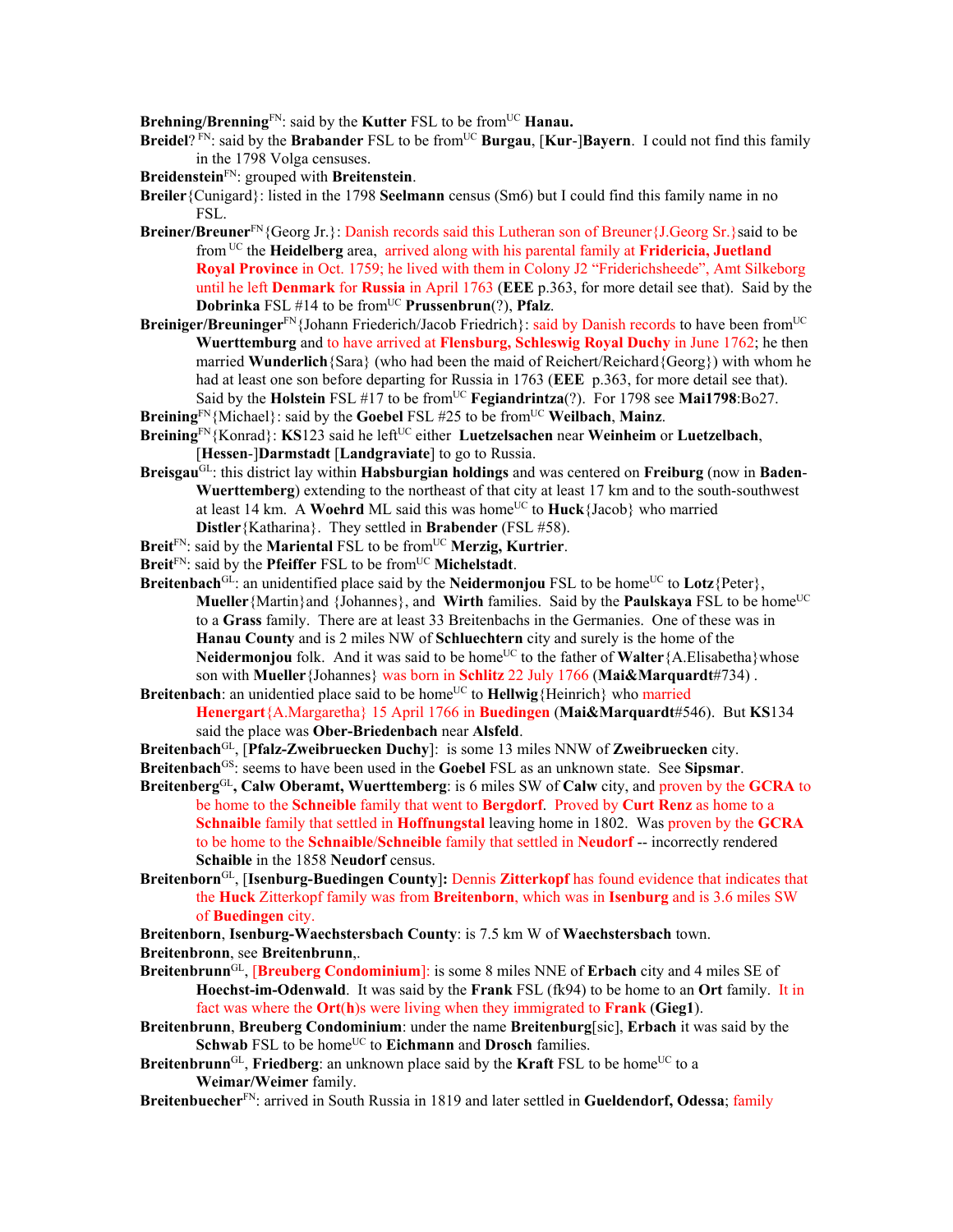**Brehning/Brenning**FN: said by the **Kutter** FSL to be fromUC **Hanau.**

**Breidel**? FN: said by the **Brabander** FSL to be fromUC **Burgau**, [**Kur**-]**Bayern**. I could not find this family in the 1798 Volga censuses.

**Breidenstein**FN: grouped with **Breitenstein**.

**Breiler**{Cunigard}: listed in the 1798 **Seelmann** census (Sm6) but I could find this family name in no FSL.

**Breiner/Breuner**FN{Georg Jr.}: Danish records said this Lutheran son of Breuner{J.Georg Sr.}said to be from UC the **Heidelberg** area, arrived along with his parental family at **Fridericia, Juetland Royal Province** in Oct. 1759; he lived with them in Colony J2 "Friderichsheede", Amt Silkeborg until he left **Denmark** for **Russia** in April 1763 (**EEE** p.363, for more detail see that). Said by the **Dobrinka** FSL #14 to be fromUC **Prussenbrun**(?), **Pfalz**.

**Breiniger/Breuninger**FN{Johann Friederich/Jacob Friedrich}: said by Danish records to have been fromUC **Wuerttemburg** and to have arrived at **Flensburg, Schleswig Royal Duchy** in June 1762; he then married **Wunderlich**{Sara} (who had been the maid of Reichert/Reichard{Georg}) with whom he had at least one son before departing for Russia in 1763 (**EEE** p.363, for more detail see that). Said by the **Holstein** FSL #17 to be fromUC **Fegiandrintza**(?). For 1798 see **Mai1798**:Bo27.

**Breining**FN{Michael}: said by the **Goebel** FSL #25 to be fromUC **Weilbach**, **Mainz**.

**Breining**FN{Konrad}: **KS**123 said he leftUC either **Luetzelsachen** near **Weinheim** or **Luetzelbach**, [**Hessen**-]**Darmstadt** [**Landgraviate**] to go to Russia.

**Breisgau**GL: this district lay within **Habsburgian holdings** and was centered on **Freiburg** (now in **Baden-Wuerttemberg**) extending to the northeast of that city at least 17 km and to the south-southwest at least 14 km. A **Woehrd** ML said this was homeUC to **Huck**{Jacob} who married **Distler**{Katharina}. They settled in **Brabender** (FSL #58).

**Breit**FN: said by the **Mariental** FSL to be fromUC **Merzig, Kurtrier**.

**Breit**FN: said by the **Pfeiffer** FSL to be fromUC **Michelstadt**.

**Breitenbach**GL: an unidentified place said by the **Neidermonjou** FSL to be homeUC to **Lotz**{Peter}, **Mueller**{Martin}and {Johannes}, and **Wirth** families. Said by the **Paulskaya** FSL to be homeUC to a **Grass** family. There are at least 33 Breitenbachs in the Germanies. One of these was in **Hanau County** and is 2 miles NW of **Schluechtern** city and surely is the home of the **Neidermonjou** folk. And it was said to be homeUC to the father of **Walter**{A.Elisabetha}whose son with **Mueller**{Johannes} was born in **Schlitz** 22 July 1766 (**Mai&Marquardt**#734) .

**Breitenbach**: an unidentied place said to be homeUC to **Hellwig**{Heinrich} who married **Henergart**{A.Margaretha} 15 April 1766 in **Buedingen** (**Mai&Marquardt**#546). But **KS**134 said the place was **Ober-Briedenbach** near **Alsfeld**.

**Breitenbach**GL, [**Pfalz-Zweibruecken Duchy**]: is some 13 miles NNW of **Zweibruecken** city.

**Breitenbach**GS: seems to have been used in the **Goebel** FSL as an unknown state. See **Sipsmar**.

**Breitenberg**GL**, Calw Oberamt, Wuerttemberg**: is 6 miles SW of **Calw** city, and proven by the **GCRA** to be home to the **Schneible** family that went to **Bergdorf**. Proved by **Curt Renz** as home to a **Schnaible** family that settled in **Hoffnungstal** leaving home in 1802. Was proven by the **GCRA** to be home to the **Schnaible**/**Schneible** family that settled in **Neudorf** -- incorrectly rendered **Schaible** in the 1858 **Neudorf** census.

**Breitenborn**GL, [**Isenburg-Buedingen County**]**:** Dennis **Zitterkopf** has found evidence that indicates that the **Huck** Zitterkopf family was from **Breitenborn**, which was in **Isenburg** and is 3.6 miles SW of **Buedingen** city.

**Breitenborn**, **Isenburg-Waechstersbach County**: is 7.5 km W of **Waechstersbach** town.

**Breitenbronn**, see **Breitenbrunn**,.

**Breitenbrunn**GL, [**Breuberg Condominium**]: is some 8 miles NNE of **Erbach** city and 4 miles SE of **Hoechst-im-Odenwald**. It was said by the **Frank** FSL (fk94) to be home to an **Ort** family. It in fact was where the **Ort**(**h**)s were living when they immigrated to **Frank** (**Gieg1**).

**Breitenbrunn**, **Breuberg Condominium**: under the name **Breitenburg**[sic], **Erbach** it was said by the **Schwab** FSL to be homeUC to **Eichmann** and **Drosch** families.

**Breitenbrunn**GL, **Friedberg**: an unknown place said by the **Kraft** FSL to be homeUC to a **Weimar/Weimer** family.

**Breitenbuecher**FN: arrived in South Russia in 1819 and later settled in **Gueldendorf, Odessa**; family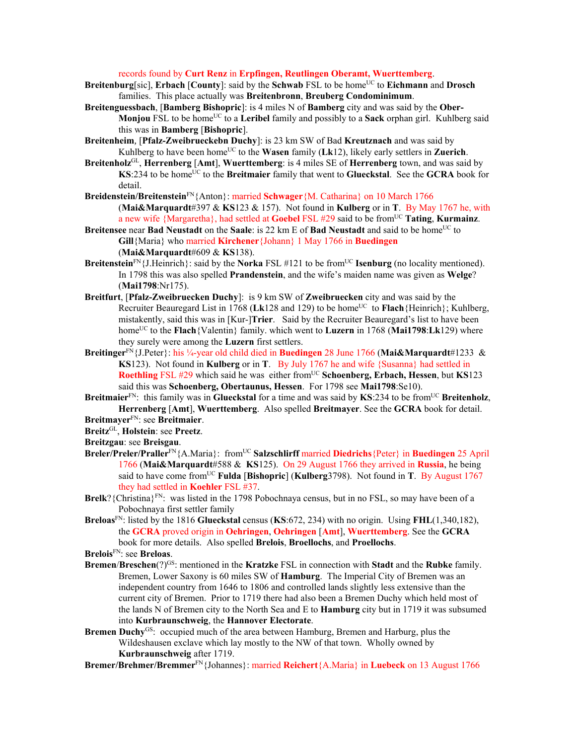records found by **Curt Renz** in **Erpfingen, Reutlingen Oberamt, Wuerttemberg**.

**Breitenburg**[sic], **Erbach** [**County**]: said by the **Schwab** FSL to be home[UC] to **Eichmann** and **Drosch** families. This place actually was **Breitenbronn**, **Breuberg Condominimum**.

**Breitenguessbach**, [**Bamberg Bishopric**]: is 4 miles N of **Bamberg** city and was said by the **Ober-Monjou** FSL to be home[UC] to a **Leribel** family and possibly to a **Sack** orphan girl. Kuhlberg said this was in **Bamberg** [**Bishopric**].

**Breitenheim**, [**Pfalz-Zweibrueckebn Duchy**]: is 23 km SW of Bad **Kreutznach** and was said by Kuhlberg to have been home[UC] to the **Wasen** family (**Lk**12), likely early settlers in **Zuerich**.

**Breitenholz**[GL], **Herrenberg** [**Amt**], **Wuerttemberg**: is 4 miles SE of **Herrenberg** town, and was said by **KS**:234 to be home[UC] to the **Breitmaier** family that went to **Glueckstal**. See the **GCRA** book for detail.

**Breidenstein/Breitenstein**[FN]{Anton}: married **Schwager**{M. Catharina} on 10 March 1766 (**Mai&Marquardt**#397 & **KS**123 & 157). Not found in **Kulberg** or in **T**. By May 1767 he, with a new wife {Margaretha}, had settled at **Goebel** FSL #29 said to be from[UC] **Tating**, **Kurmainz**.

**Breitensee** near **Bad Neustadt** on the **Saale**: is 22 km E of **Bad Neustadt** and said to be home[UC] to **Gill**{Maria} who married **Kirchener**{Johann} 1 May 1766 in **Buedingen** (**Mai&Marquardt**#609 & **KS**138).

**Breitenstein**[FN]{J.Heinrich}: said by the **Norka** FSL #121 to be from[UC] **Isenburg** (no locality mentioned). In 1798 this was also spelled **Prandenstein**, and the wife's maiden name was given as **Welge**? (**Mai1798**:Nr175).

**Breitfurt**, [**Pfalz-Zweibruecken Duchy**]: is 9 km SW of **Zweibruecken** city and was said by the Recruiter Beauregard List in 1768 (**Lk**128 and 129) to be home[UC] to **Flach**{Heinrich}; Kuhlberg, mistakently, said this was in [Kur-]**Trier**. Said by the Recruiter Beauregard's list to have been home[UC] to the **Flach**{Valentin} family. which went to **Luzern** in 1768 (**Mai1798**:**Lk**129) where they surely were among the **Luzern** first settlers.

**Breitinger**[FN]{J.Peter}: his ¼-year old child died in **Buedingen** 28 June 1766 (**Mai&Marquardt**#1233 & **KS**123). Not found in **Kulberg** or in **T**. By July 1767 he and wife {Susanna} had settled in **Roethling** FSL #29 which said he was either from[UC] **Schoenberg, Erbach, Hessen**, but **KS**123 said this was **Schoenberg, Obertaunus, Hessen**. For 1798 see **Mai1798**:Se10).

**Breitmaier**[FN]: this family was in **Glueckstal** for a time and was said by **KS**:234 to be from[UC] **Breitenholz**, **Herrenberg** [**Amt**], **Wuerttemberg**. Also spelled **Breitmayer**. See the **GCRA** book for detail.

**Breitmayer**[FN]: see **Breitmaier**.

**Breitz**[GL], **Holstein**: see **Preetz**.

**Breitzgau**: see **Breisgau**.

**Breler/Preler/Praller**[FN]{A.Maria}: from[UC] **Salzschlirff** married **Diedrichs**{Peter} in **Buedingen** 25 April 1766 (**Mai&Marquardt**#588 & **KS**125). On 29 August 1766 they arrived in **Russia**, he being said to have come from[UC] **Fulda** [**Bishopric**] (**Kulberg**3798). Not found in **T**. By August 1767 they had settled in **Koehler** FSL #37.

**Brelk**?{Christina}[FN]: was listed in the 1798 Pobochnaya census, but in no FSL, so may have been of a Pobochnaya first settler family

**Breloas**[FN]: listed by the 1816 **Glueckstal** census (**KS**:672, 234) with no origin. Using **FHL**(1,340,182), the **GCRA** proved origin in **Oehringen**, **Oehringen** [**Amt**], **Wuerttemberg**. See the **GCRA** book for more details. Also spelled **Brelois**, **Broellochs**, and **Proellochs**.

**Brelois**[FN]: see **Breloas**.

**Bremen**/**Breschen**(?)[GS]: mentioned in the **Kratzke** FSL in connection with **Stadt** and the **Rubke** family. Bremen, Lower Saxony is 60 miles SW of **Hamburg**. The Imperial City of Bremen was an independent country from 1646 to 1806 and controlled lands slightly less extensive than the current city of Bremen. Prior to 1719 there had also been a Bremen Duchy which held most of the lands N of Bremen city to the North Sea and E to **Hamburg** city but in 1719 it was subsumed into **Kurbraunschweig**, the **Hannover Electorate**.

**Bremen Duchy**[GS]: occupied much of the area between Hamburg, Bremen and Harburg, plus the Wildeshausen exclave which lay mostly to the NW of that town. Wholly owned by **Kurbraunschweig** after 1719.

**Bremer/Brehmer/Bremmer**[FN]{Johannes}: married **Reichert**{A.Maria} in **Luebeck** on 13 August 1766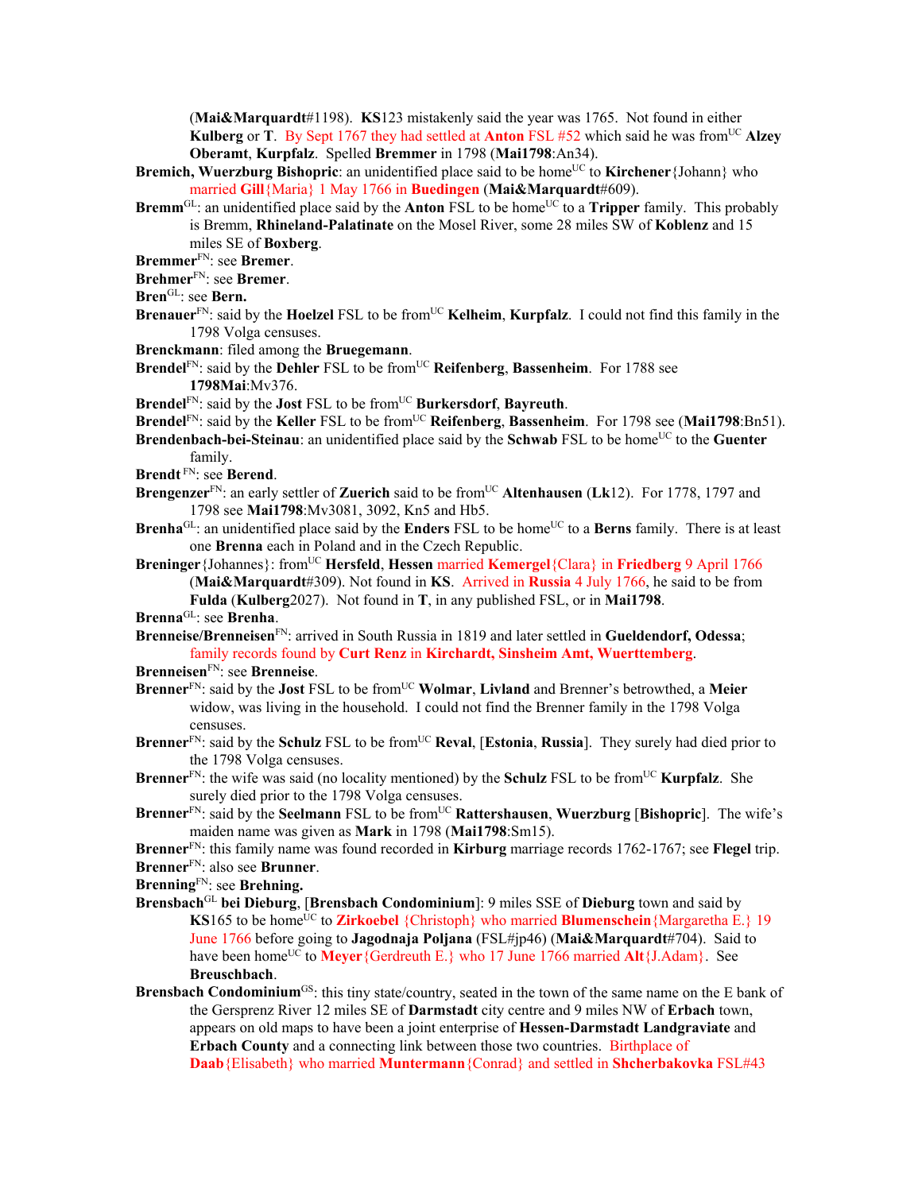(**Mai&Marquardt**#1198). **KS**123 mistakenly said the year was 1765. Not found in either **Kulberg** or **T**. By Sept 1767 they had settled at **Anton** FSL #52 which said he was from[UC] **Alzey Oberamt**, **Kurpfalz**. Spelled **Bremmer** in 1798 (**Mai1798**:An34).

**Bremich, Wuerzburg Bishopric**: an unidentified place said to be home[UC] to **Kirchener**{Johann} who married **Gill**{Maria} 1 May 1766 in **Buedingen** (**Mai&Marquardt**#609).

**Bremm**[GL]: an unidentified place said by the **Anton** FSL to be home[UC] to a **Tripper** family. This probably is Bremm, **Rhineland-Palatinate** on the Mosel River, some 28 miles SW of **Koblenz** and 15 miles SE of **Boxberg**.

**Bremmer**[FN]: see **Bremer**.

**Brehmer**[FN]: see **Bremer**.

**Bren**[GL]: see **Bern.**

**Brenauer**[FN]: said by the **Hoelzel** FSL to be from[UC] **Kelheim**, **Kurpfalz**. I could not find this family in the 1798 Volga censuses.

**Brenckmann**: filed among the **Bruegemann**.

**Brendel**[FN]: said by the **Dehler** FSL to be from[UC] **Reifenberg**, **Bassenheim**. For 1788 see **1798Mai**:Mv376.

**Brendel**[FN]: said by the **Jost** FSL to be from[UC] **Burkersdorf**, **Bayreuth**.

**Brendel**[FN]: said by the **Keller** FSL to be from[UC] **Reifenberg**, **Bassenheim**. For 1798 see (**Mai1798**:Bn51).

**Brendenbach-bei-Steinau**: an unidentified place said by the **Schwab** FSL to be home[UC] to the **Guenter** family.

**Brendt** [FN]: see **Berend**.

**Brengenzer**[FN]: an early settler of **Zuerich** said to be from[UC] **Altenhausen** (**Lk**12). For 1778, 1797 and 1798 see **Mai1798**:Mv3081, 3092, Kn5 and Hb5.

**Brenha**[GL]: an unidentified place said by the **Enders** FSL to be home[UC] to a **Berns** family. There is at least one **Brenna** each in Poland and in the Czech Republic.

**Breninger**{Johannes}: from[UC] **Hersfeld**, **Hessen** married **Kemergel**{Clara} in **Friedberg** 9 April 1766 (**Mai&Marquardt**#309). Not found in **KS**. Arrived in **Russia** 4 July 1766, he said to be from **Fulda** (**Kulberg**2027). Not found in **T**, in any published FSL, or in **Mai1798**.

**Brenna**[GL]: see **Brenha**.

**Brenneise/Brenneisen**[FN]: arrived in South Russia in 1819 and later settled in **Gueldendorf, Odessa**; family records found by **Curt Renz** in **Kirchardt, Sinsheim Amt, Wuerttemberg**.

**Brenneisen**[FN]: see **Brenneise**.

**Brenner**[FN]: said by the **Jost** FSL to be from[UC] **Wolmar**, **Livland** and Brenner's betrowthed, a **Meier** widow, was living in the household. I could not find the Brenner family in the 1798 Volga censuses.

**Brenner**[FN]: said by the **Schulz** FSL to be from[UC] **Reval**, [**Estonia**, **Russia**]. They surely had died prior to the 1798 Volga censuses.

**Brenner**[FN]: the wife was said (no locality mentioned) by the **Schulz** FSL to be from[UC] **Kurpfalz**. She surely died prior to the 1798 Volga censuses.

**Brenner**[FN]: said by the **Seelmann** FSL to be from[UC] **Rattershausen**, **Wuerzburg** [**Bishopric**]. The wife's maiden name was given as **Mark** in 1798 (**Mai1798**:Sm15).

**Brenner**[FN]: this family name was found recorded in **Kirburg** marriage records 1762-1767; see **Flegel** trip.

**Brenner**[FN]: also see **Brunner**.

**Brenning**[FN]: see **Brehning.**

**Brensbach**[GL] **bei Dieburg**, [**Brensbach Condominium**]: 9 miles SSE of **Dieburg** town and said by **KS**165 to be home[UC] to **Zirkoebel** {Christoph} who married **Blumenschein**{Margaretha E.} 19 June 1766 before going to **Jagodnaja Poljana** (FSL#jp46) (**Mai&Marquardt**#704). Said to have been home[UC] to **Meyer**{Gerdreuth E.} who 17 June 1766 married **Alt**{J.Adam}. See **Breuschbach**.

**Brensbach Condominium**[GS]: this tiny state/country, seated in the town of the same name on the E bank of the Gersprenz River 12 miles SE of **Darmstadt** city centre and 9 miles NW of **Erbach** town, appears on old maps to have been a joint enterprise of **Hessen-Darmstadt Landgraviate** and **Erbach County** and a connecting link between those two countries. Birthplace of **Daab**{Elisabeth} who married **Muntermann**{Conrad} and settled in **Shcherbakovka** FSL#43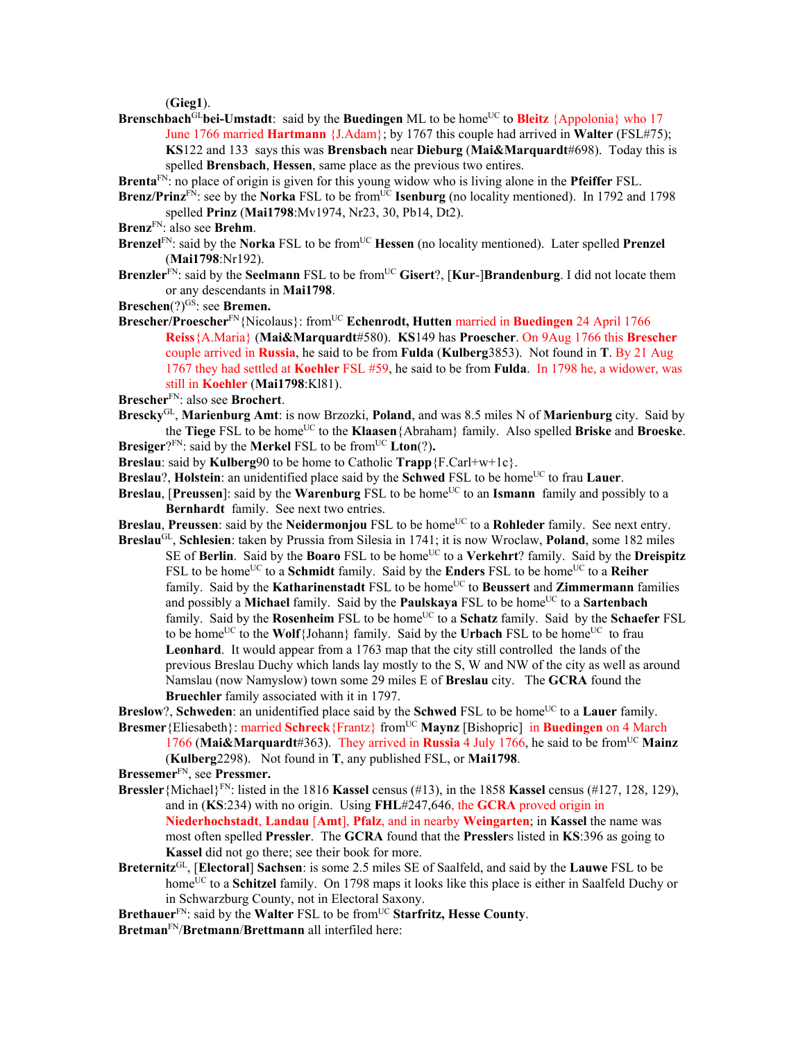(**Gieg1**).

**Brenschbach**[GL]**bei-Umstadt**: said by the **Buedingen** ML to be home[UC] to **Bleitz** {Appolonia} who 17 June 1766 married **Hartmann** {J.Adam}; by 1767 this couple had arrived in **Walter** (FSL#75); **KS**122 and 133 says this was **Brensbach** near **Dieburg** (**Mai&Marquardt**#698). Today this is spelled **Brensbach**, **Hessen**, same place as the previous two entires.

**Brenta**[FN]: no place of origin is given for this young widow who is living alone in the **Pfeiffer** FSL.

**Brenz/Prinz**[FN]: see by the **Norka** FSL to be from[UC] **Isenburg** (no locality mentioned). In 1792 and 1798 spelled **Prinz** (**Mai1798**:Mv1974, Nr23, 30, Pb14, Dt2).

**Brenz**[FN]: also see **Brehm**.

**Brenzel**[FN]: said by the **Norka** FSL to be from[UC] **Hessen** (no locality mentioned). Later spelled **Prenzel** (**Mai1798**:Nr192).

**Brenzler**[FN]: said by the **Seelmann** FSL to be from[UC] **Gisert**?, [**Kur**-]**Brandenburg**. I did not locate them or any descendants in **Mai1798**.

**Breschen**(?)[GS]: see **Bremen.**

**Brescher/Proescher**[FN]{Nicolaus}: from[UC] **Echenrodt, Hutten** married in **Buedingen** 24 April 1766 **Reiss**{A.Maria} (**Mai&Marquardt**#580). **KS**149 has **Proescher**. On 9Aug 1766 this **Brescher** couple arrived in **Russia**, he said to be from **Fulda** (**Kulberg**3853). Not found in **T**. By 21 Aug 1767 they had settled at **Koehler** FSL #59, he said to be from **Fulda**. In 1798 he, a widower, was still in **Koehler** (**Mai1798**:Kl81).

**Brescher**[FN]: also see **Brochert**.

**Brescky**[GL], **Marienburg Amt**: is now Brzozki, **Poland**, and was 8.5 miles N of **Marienburg** city. Said by the **Tiege** FSL to be home[UC] to the **Klaasen**{Abraham} family. Also spelled **Briske** and **Broeske**.

**Bresiger**?[FN]: said by the **Merkel** FSL to be from[UC] **Lton**(?)**.**

**Breslau**: said by **Kulberg**90 to be home to Catholic **Trapp**{F.Carl+w+1c}.

**Breslau**?, **Holstein**: an unidentified place said by the **Schwed** FSL to be home[UC] to frau **Lauer**.

**Breslau**, [**Preussen**]: said by the **Warenburg** FSL to be home[UC] to an **Ismann** family and possibly to a **Bernhardt** family. See next two entries.

**Breslau**, **Preussen**: said by the **Neidermonjou** FSL to be home[UC] to a **Rohleder** family. See next entry.

**Breslau**[GL], **Schlesien**: taken by Prussia from Silesia in 1741; it is now Wroclaw, **Poland**, some 182 miles SE of **Berlin**. Said by the **Boaro** FSL to be home[UC] to a **Verkehrt**? family. Said by the **Dreispitz** FSL to be home[UC] to a **Schmidt** family. Said by the **Enders** FSL to be home[UC] to a **Reiher** family. Said by the **Katharinenstadt** FSL to be home[UC] to **Beussert** and **Zimmermann** families and possibly a **Michael** family. Said by the **Paulskaya** FSL to be home[UC] to a **Sartenbach** family. Said by the **Rosenheim** FSL to be home[UC] to a **Schatz** family. Said by the **Schaefer** FSL to be home[UC] to the **Wolf**{Johann} family. Said by the **Urbach** FSL to be home[UC] to frau **Leonhard**. It would appear from a 1763 map that the city still controlled the lands of the previous Breslau Duchy which lands lay mostly to the S, W and NW of the city as well as around Namslau (now Namyslow) town some 29 miles E of **Breslau** city. The **GCRA** found the **Bruechler** family associated with it in 1797.

**Breslow**?, **Schweden**: an unidentified place said by the **Schwed** FSL to be home[UC] to a **Lauer** family.

**Bresmer**{Eliesabeth}: married **Schreck**{Frantz} from[UC] **Maynz** [Bishopric] in **Buedingen** on 4 March 1766 (**Mai&Marquardt**#363). They arrived in **Russia** 4 July 1766, he said to be from[UC] **Mainz** (**Kulberg**2298). Not found in **T**, any published FSL, or **Mai1798**.

**Bressemer**[FN], see **Pressmer.**

**Bressler**{Michael}[FN]: listed in the 1816 **Kassel** census (#13), in the 1858 **Kassel** census (#127, 128, 129), and in (**KS**:234) with no origin. Using **FHL**#247,646, the **GCRA** proved origin in **Niederhochstadt**, **Landau** [**Amt**], **Pfalz**, and in nearby **Weingarten**; in **Kassel** the name was most often spelled **Pressler**. The **GCRA** found that the **Pressler**s listed in **KS**:396 as going to **Kassel** did not go there; see their book for more.

**Breternitz**[GL], [**Electoral**] **Sachsen**: is some 2.5 miles SE of Saalfeld, and said by the **Lauwe** FSL to be home[UC] to a **Schitzel** family. On 1798 maps it looks like this place is either in Saalfeld Duchy or in Schwarzburg County, not in Electoral Saxony.

**Brethauer**[FN]: said by the **Walter** FSL to be from[UC] **Starfritz, Hesse County**.

**Bretman**[FN]/**Bretmann**/**Brettmann** all interfiled here: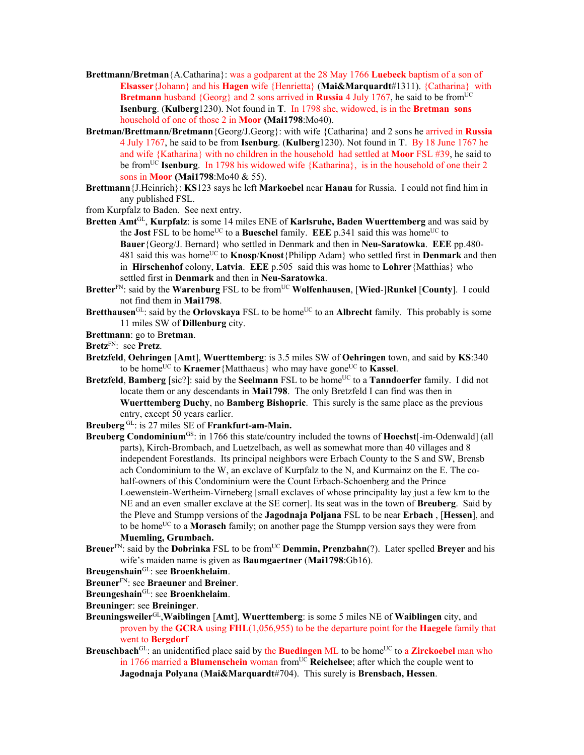**Brettmann/Bretman**{A.Catharina}: was a godparent at the 28 May 1766 **Luebeck** baptism of a son of **Elsasser**{Johann} and his **Hagen** wife {Henrietta} (**Mai&Marquardt**#1311). {Catharina} with **Bretmann** husband {Georg} and 2 sons arrived in **Russia** 4 July 1767, he said to be from[UC] **Isenburg**. (**Kulberg**1230). Not found in **T**. In 1798 she, widowed, is in the **Bretman sons** household of one of those 2 in **Moor** **(Mai1798**:Mo40).

**Bretman/Brettmann/Bretmann**{Georg/J.Georg}: with wife {Catharina} and 2 sons he arrived in **Russia** 4 July 1767, he said to be from **Isenburg**. (**Kulberg**1230). Not found in **T**. By 18 June 1767 he and wife {Katharina} with no children in the household had settled at **Moor** FSL #39, he said to be from[UC] **Isenburg**. In 1798 his widowed wife {Katharina}, is in the household of one their 2 sons in **Moor** **(Mai1798**:Mo40 & 55).

**Brettmann**{J.Heinrich}: **KS**123 says he left **Markoebel** near **Hanau** for Russia. I could not find him in any published FSL.

from Kurpfalz to Baden. See next entry.

**Bretten Amt**[GL], **Kurpfalz**: is some 14 miles ENE of **Karlsruhe, Baden Wuerttemberg** and was said by the **Jost** FSL to be home[UC] to a **Bueschel** family. **EEE** p.341 said this was home[UC] to **Bauer**{Georg/J. Bernard} who settled in Denmark and then in **Neu-Saratowka**. **EEE** pp.480-481 said this was home[UC] to **Knosp**/**Knost**{Philipp Adam} who settled first in **Denmark** and then in **Hirschenhof** colony, **Latvia**. **EEE** p.505 said this was home to **Lohrer**{Matthias} who settled first in **Denmark** and then in **Neu-Saratowka**.

**Bretter**[FN]: said by the **Warenburg** FSL to be from[UC] **Wolfenhausen**, [**Wied**-]**Runkel** [**County**]. I could not find them in **Mai1798**.

**Bretthausen**[GL]: said by the **Orlovskaya** FSL to be home[UC] to an **Albrecht** family. This probably is some 11 miles SW of **Dillenburg** city.

**Brettmann**: go to B**retman**.

**Bretz**[FN]: see **Pretz**.

**Bretzfeld**, **Oehringen** [**Amt**], **Wuerttemberg**: is 3.5 miles SW of **Oehringen** town, and said by **KS**:340 to be home[UC] to **Kraemer**{Matthaeus} who may have gone[UC] to **Kassel**.

**Bretzfeld**, **Bamberg** [sic?]: said by the **Seelmann** FSL to be home[UC] to a **Tanndoerfer** family. I did not locate them or any descendants in **Mai1798**. The only Bretzfeld I can find was then in **Wuerttemberg Duchy**, no **Bamberg Bishopric**. This surely is the same place as the previous entry, except 50 years earlier.

**Breuberg** [GL]: is 27 miles SE of **Frankfurt-am-Main.**

**Breuberg Condominium**[GS]: in 1766 this state/country included the towns of **Hoechst**[-im-Odenwald] (all parts), Kirch-Brombach, and Luetzelbach, as well as somewhat more than 40 villages and 8 independent Forestlands. Its principal neighbors were Erbach County to the S and SW, Brensb ach Condominium to the W, an exclave of Kurpfalz to the N, and Kurmainz on the E. The co-half-owners of this Condominium were the Count Erbach-Schoenberg and the Prince Loewenstein-Wertheim-Virneberg [small exclaves of whose principality lay just a few km to the NE and an even smaller exclave at the SE corner]. Its seat was in the town of **Breuberg**. Said by the Pleve and Stumpp versions of the **Jagodnaja Poljana** FSL to be near **Erbach** , [**Hessen**], and to be home[UC] to a **Morasch** family; on another page the Stumpp version says they were from **Muemling, Grumbach.**

**Breuer**[FN]: said by the **Dobrinka** FSL to be from[UC] **Demmin, Prenzbahn**(?). Later spelled **Breyer** and his wife's maiden name is given as **Baumgaertner** (**Mai1798**:Gb16).

**Breugenshain**[GL]: see **Broenkhelaim**.

**Breuner**[FN]: see **Braeuner** and **Breiner**.

**Breungeshain**[GL]: see **Broenkhelaim**.

**Breuninger**: see **Breininger**.

**Breuningsweiler**[GL],**Waiblingen** [**Amt**], **Wuerttemberg**: is some 5 miles NE of **Waiblingen** city, and proven by the **GCRA** using **FHL**(1,056,955) to be the departure point for the **Haegele** family that went to **Bergdorf**

**Breuschbach**[GL]: an unidentified place said by the **Buedingen** ML to be home[UC] to a **Zirckoebel** man who in 1766 married a **Blumenschein** woman from[UC] **Reichelsee**; after which the couple went to **Jagodnaja Polyana** (**Mai&Marquardt**#704). This surely is **Brensbach, Hessen**.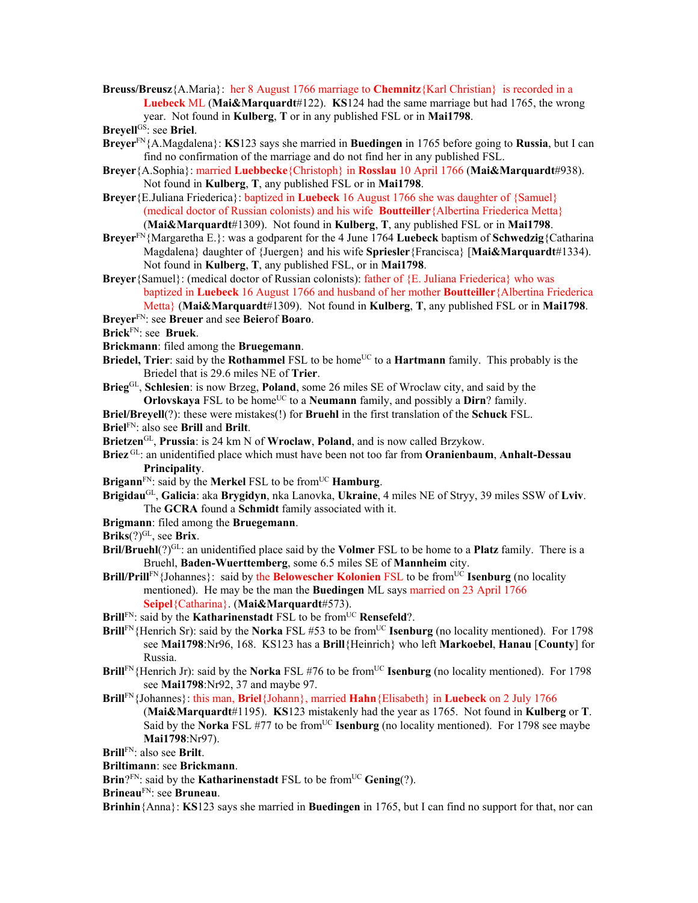**Breuss/Breusz**{A.Maria}: her 8 August 1766 marriage to **Chemnitz**{Karl Christian} is recorded in a **Luebeck** ML (**Mai&Marquardt**#122). **KS**124 had the same marriage but had 1765, the wrong year. Not found in **Kulberg**, **T** or in any published FSL or in **Mai1798**.

**Breyell**[GS]: see **Briel**.

**Breyer**[FN]{A.Magdalena}: **KS**123 says she married in **Buedingen** in 1765 before going to **Russia**, but I can find no confirmation of the marriage and do not find her in any published FSL.

**Breyer**{A.Sophia}: married **Luebbecke**{Christoph} in **Rosslau** 10 April 1766 (**Mai&Marquardt**#938). Not found in **Kulberg**, **T**, any published FSL or in **Mai1798**.

**Breyer**{E.Juliana Friederica}: baptized in **Luebeck** 16 August 1766 she was daughter of {Samuel} (medical doctor of Russian colonists) and his wife **Boutteiller**{Albertina Friederica Metta} (**Mai&Marquardt**#1309). Not found in **Kulberg**, **T**, any published FSL or in **Mai1798**.

**Breyer**[FN]{Margaretha E.}: was a godparent for the 4 June 1764 **Luebeck** baptism of **Schwedzig**{Catharina Magdalena} daughter of {Juergen} and his wife **Spriesler**{Francisca} [**Mai&Marquardt**#1334). Not found in **Kulberg**, **T**, any published FSL, or in **Mai1798**.

**Breyer**{Samuel}: (medical doctor of Russian colonists): father of {E. Juliana Friederica} who was baptized in **Luebeck** 16 August 1766 and husband of her mother **Boutteiller**{Albertina Friederica Metta} (**Mai&Marquardt**#1309). Not found in **Kulberg**, **T**, any published FSL or in **Mai1798**.

**Breyer**[FN]: see **Breuer** and see **Beier**of **Boaro**.

**Brick**[FN]: see **Bruek**.

**Brickmann**: filed among the **Bruegemann**.

**Briedel, Trier**: said by the **Rothammel** FSL to be home[UC] to a **Hartmann** family. This probably is the Briedel that is 29.6 miles NE of **Trier**.

**Brieg**[GL], **Schlesien**: is now Brzeg, **Poland**, some 26 miles SE of Wroclaw city, and said by the **Orlovskaya** FSL to be home[UC] to a **Neumann** family, and possibly a **Dirn**? family.

**Briel/Breyell**(?): these were mistakes(!) for **Bruehl** in the first translation of the **Schuck** FSL.

**Briel**[FN]: also see **Brill** and **Brilt**.

**Brietzen**[GL], **Prussia**: is 24 km N of **Wroclaw**, **Poland**, and is now called Brzykow.

**Briez** [GL]: an unidentified place which must have been not too far from **Oranienbaum**, **Anhalt-Dessau Principality**.

**Brigann**[FN]: said by the **Merkel** FSL to be from[UC] **Hamburg**.

**Brigidau**[GL], **Galicia**: aka **Brygidyn**, nka Lanovka, **Ukraine**, 4 miles NE of Stryy, 39 miles SSW of **Lviv**. The **GCRA** found a **Schmidt** family associated with it.

**Brigmann**: filed among the **Bruegemann**.

**Briks**(?)[GL], see **Brix**.

**Bril/Bruehl**(?)[GL]: an unidentified place said by the **Volmer** FSL to be home to a **Platz** family. There is a Bruehl, **Baden-Wuerttemberg**, some 6.5 miles SE of **Mannheim** city.

**Brill/Prill**[FN]{Johannes}: said by the **Belowescher Kolonien** FSL to be from[UC] **Isenburg** (no locality mentioned). He may be the man the **Buedingen** ML says married on 23 April 1766 **Seipel**{Catharina}. (**Mai&Marquardt**#573).

**Brill**[FN]: said by the **Katharinenstadt** FSL to be from[UC] **Rensefeld**?.

**Brill**[FN]{Henrich Sr): said by the **Norka** FSL #53 to be from[UC] **Isenburg** (no locality mentioned). For 1798 see **Mai1798**:Nr96, 168. KS123 has a **Brill**{Heinrich} who left **Markoebel**, **Hanau** [**County**] for Russia.

**Brill**[FN]{Henrich Jr): said by the **Norka** FSL #76 to be from[UC] **Isenburg** (no locality mentioned). For 1798 see **Mai1798**:Nr92, 37 and maybe 97.

**Brill**[FN]{Johannes}: this man, **Briel**{Johann}, married **Hahn**{Elisabeth} in **Luebeck** on 2 July 1766 (**Mai&Marquardt**#1195). **KS**123 mistakenly had the year as 1765. Not found in **Kulberg** or **T**. Said by the **Norka** FSL #77 to be from[UC] **Isenburg** (no locality mentioned). For 1798 see maybe **Mai1798**:Nr97).

**Brill**[FN]: also see **Brilt**.

**Briltimann**: see **Brickmann**.

**Brin**?[FN]: said by the **Katharinenstadt** FSL to be from[UC] **Gening**(?).

**Brineau**[FN]: see **Bruneau**.

**Brinhin**{Anna}: **KS**123 says she married in **Buedingen** in 1765, but I can find no support for that, nor can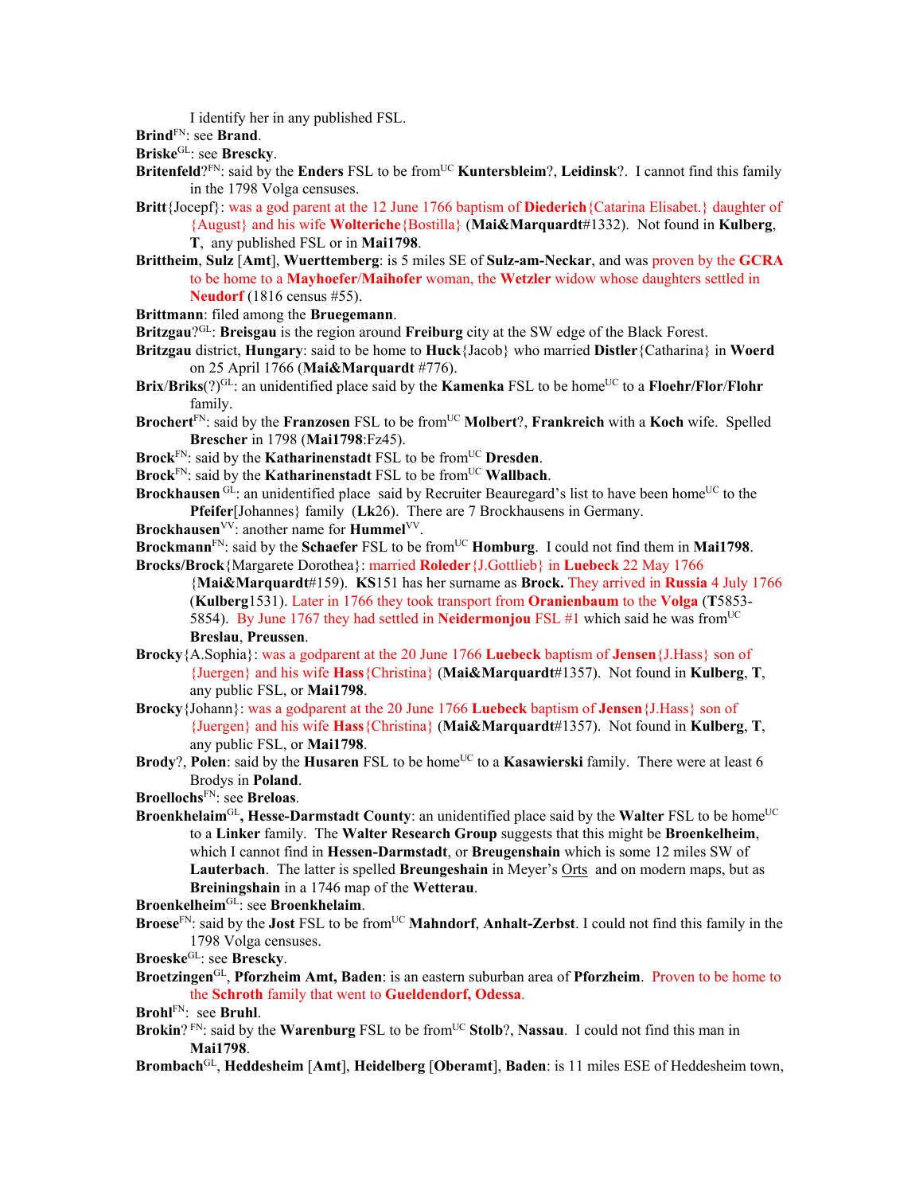I identify her in any published FSL.

**Brind**[FN]: see **Brand**.

**Briske**[GL]: see **Brescky**.

**Britenfeld**?[FN]: said by the **Enders** FSL to be from[UC] **Kuntersbleim**?, **Leidinsk**?. I cannot find this family in the 1798 Volga censuses.

**Britt**{Jocepf}: was a god parent at the 12 June 1766 baptism of **Diederich**{Catarina Elisabet.} daughter of {August} and his wife **Wolteriche**{Bostilla} (**Mai&Marquardt**#1332). Not found in **Kulberg**, **T**, any published FSL or in **Mai1798**.

**Brittheim**, **Sulz** [**Amt**], **Wuerttemberg**: is 5 miles SE of **Sulz-am-Neckar**, and was proven by the **GCRA** to be home to a **Mayhoefer**/**Maihofer** woman, the **Wetzler** widow whose daughters settled in **Neudorf** (1816 census #55).

**Brittmann**: filed among the **Bruegemann**.

**Britzgau**?[GL]: **Breisgau** is the region around **Freiburg** city at the SW edge of the Black Forest.

**Britzgau** district, **Hungary**: said to be home to **Huck**{Jacob} who married **Distler**{Catharina} in **Woerd** on 25 April 1766 (**Mai&Marquardt** #776).

**Brix**/**Briks**(?)[GL]: an unidentified place said by the **Kamenka** FSL to be home[UC] to a **Floehr/Flor**/**Flohr** family.

**Brochert**[FN]: said by the **Franzosen** FSL to be from[UC] **Molbert**?, **Frankreich** with a **Koch** wife. Spelled **Brescher** in 1798 (**Mai1798**:Fz45).

**Brock**[FN]: said by the **Katharinenstadt** FSL to be from[UC] **Dresden**.

**Brock**[FN]: said by the **Katharinenstadt** FSL to be from[UC] **Wallbach**.

**Brockhausen** [GL]: an unidentified place said by Recruiter Beauregard's list to have been home[UC] to the **Pfeifer**[Johannes} family (**Lk**26). There are 7 Brockhausens in Germany.

**Brockhausen**[VV]: another name for **Hummel**[VV].

**Brockmann**[FN]: said by the **Schaefer** FSL to be from[UC] **Homburg**. I could not find them in **Mai1798**.

**Brocks/Brock**{Margarete Dorothea}: married **Roleder**{J.Gottlieb} in **Luebeck** 22 May 1766 {**Mai&Marquardt**#159}. **KS**151 has her surname as **Brock.** They arrived in **Russia** 4 July 1766 (**Kulberg**1531). Later in 1766 they took transport from **Oranienbaum** to the **Volga** (**T**5853-5854). By June 1767 they had settled in **Neidermonjou** FSL #1 which said he was from[UC] **Breslau**, **Preussen**.

**Brocky**{A.Sophia}: was a godparent at the 20 June 1766 **Luebeck** baptism of **Jensen**{J.Hass} son of {Juergen} and his wife **Hass**{Christina} (**Mai&Marquardt**#1357). Not found in **Kulberg**, **T**, any public FSL, or **Mai1798**.

**Brocky**{Johann}: was a godparent at the 20 June 1766 **Luebeck** baptism of **Jensen**{J.Hass} son of {Juergen} and his wife **Hass**{Christina} (**Mai&Marquardt**#1357). Not found in **Kulberg**, **T**, any public FSL, or **Mai1798**.

**Brody**?, **Polen**: said by the **Husaren** FSL to be home[UC] to a **Kasawierski** family. There were at least 6 Brodys in **Poland**.

**Broellochs**[FN]: see **Breloas**.

**Broenkhelaim**[GL]**, Hesse-Darmstadt County**: an unidentified place said by the **Walter** FSL to be home[UC] to a **Linker** family. The **Walter Research Group** suggests that this might be **Broenkelheim**, which I cannot find in **Hessen-Darmstadt**, or **Breugenshain** which is some 12 miles SW of **Lauterbach**. The latter is spelled **Breungeshain** in Meyer's Orts and on modern maps, but as **Breiningshain** in a 1746 map of the **Wetterau**.

**Broenkelheim**[GL]: see **Broenkhelaim**.

**Broese**[FN]: said by the **Jost** FSL to be from[UC] **Mahndorf**, **Anhalt-Zerbst**. I could not find this family in the 1798 Volga censuses.

**Broeske**[GL]: see **Brescky**.

**Broetzingen**[GL], **Pforzheim Amt, Baden**: is an eastern suburban area of **Pforzheim**. Proven to be home to the **Schroth** family that went to **Gueldendorf, Odessa**.

**Brohl**[FN]: see **Bruhl**.

**Brokin**? [FN]: said by the **Warenburg** FSL to be from[UC] **Stolb**?, **Nassau**. I could not find this man in **Mai1798**.

**Brombach**[GL], **Heddesheim** [**Amt**], **Heidelberg** [**Oberamt**], **Baden**: is 11 miles ESE of Heddesheim town,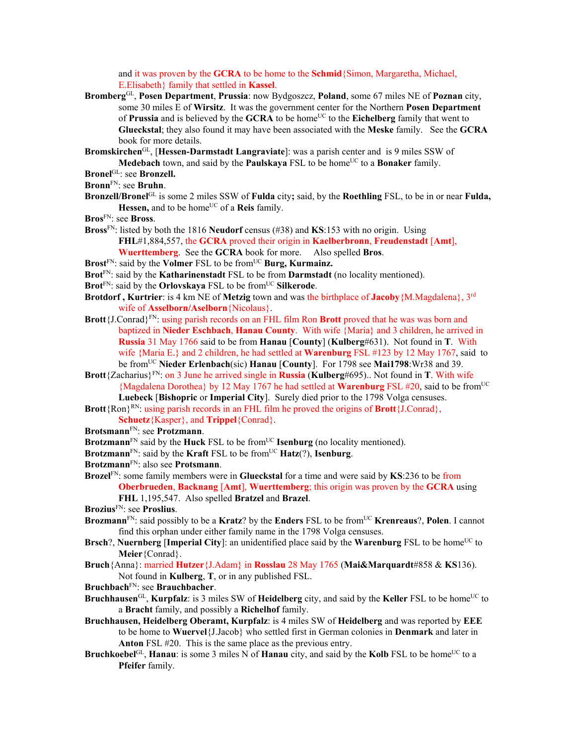and it was proven by the **GCRA** to be home to the **Schmid**{Simon, Margaretha, Michael, E.Elisabeth} family that settled in **Kassel**.

**Bromberg**[GL], **Posen Department**, **Prussia**: now Bydgoszcz, **Poland**, some 67 miles NE of **Poznan** city, some 30 miles E of **Wirsitz**. It was the government center for the Northern **Posen Department** of **Prussia** and is believed by the **GCRA** to be home[UC] to the **Eichelberg** family that went to **Glueckstal**; they also found it may have been associated with the **Meske** family. See the **GCRA** book for more details.

**Bromskirchen**[GL], [**Hessen-Darmstadt Langraviate**]: was a parish center and is 9 miles SSW of **Medebach** town, and said by the **Paulskaya** FSL to be home[UC] to a **Bonaker** family.

**Bronel**[GL]: see **Bronzell.**

**Bronn**[FN]: see **Bruhn**.

**Bronzell/Bronel**[GL] is some 2 miles SSW of **Fulda** city**;** said, by the **Roethling** FSL, to be in or near **Fulda, Hessen,** and to be home[UC] of a **Reis** family.

**Bros**[FN]: see **Bross**.

**Bross**[FN]: listed by both the 1816 **Neudorf** census (#38) and **KS**:153 with no origin. Using **FHL**#1,884,557, the **GCRA** proved their origin in **Kaelberbronn**, **Freudenstadt** [**Amt**], **Wuerttemberg**. See the **GCRA** book for more. Also spelled **Bros**.

**Brost**[FN]: said by the **Volmer** FSL to be from[UC] **Burg, Kurmainz.**

**Brot**[FN]: said by the **Katharinenstadt** FSL to be from **Darmstadt** (no locality mentioned).

**Brot**[FN]: said by the **Orlovskaya** FSL to be from[UC] **Silkerode**.

**Brotdorf , Kurtrier**: is 4 km NE of **Metzig** town and was the birthplace of **Jacoby**{M.Magdalena}, 3rd wife of **Asselborn/Aselborn**{Nicolaus}.

**Brott**{J.Conrad}[FN]: using parish records on an FHL film Ron **Brott** proved that he was was born and baptized in **Nieder Eschbach**, **Hanau County**. With wife {Maria} and 3 children, he arrived in **Russia** 31 May 1766 said to be from **Hanau** [**County**] (**Kulberg**#631). Not found in **T**. With wife {Maria E.} and 2 children, he had settled at **Warenburg** FSL #123 by 12 May 1767, said to be from[UC] **Nieder Erlenbach**(sic) **Hanau** [**County**]. For 1798 see **Mai1798**:Wr38 and 39.

**Brott**{Zacharius}[FN]: on 3 June he arrived single in **Russia** (**Kulberg**#695).. Not found in **T**. With wife {Magdalena Dorothea} by 12 May 1767 he had settled at **Warenburg** FSL #20, said to be from[UC] **Luebeck** [**Bishopric** or **Imperial City**]. Surely died prior to the 1798 Volga censuses.

**Brott**{Ron}[RN]: using parish records in an FHL film he proved the origins of **Brott**{J.Conrad}, **Schuetz**{Kasper}, and **Trippel**{Conrad}.

**Brotsmann**[FN]: see **Protzmann**.

**Brotzmann**[FN] said by the **Huck** FSL to be from[UC] **Isenburg** (no locality mentioned).

**Brotzmann**[FN]: said by the **Kraft** FSL to be from[UC] **Hatz**(?), **Isenburg**.

**Brotzmann**[FN]: also see **Protsmann**.

**Brozel**[FN]: some family members were in **Glueckstal** for a time and were said by **KS**:236 to be from **Oberbrueden**, **Backnang** [**Amt**], **Wuerttemberg**; this origin was proven by the **GCRA** using **FHL** 1,195,547. Also spelled **Bratzel** and **Brazel**.

**Brozius**[FN]: see **Proslius**.

**Brozmann**[FN]: said possibly to be a **Kratz**? by the **Enders** FSL to be from[UC] **Krenreaus**?, **Polen**. I cannot find this orphan under either family name in the 1798 Volga censuses.

**Brsch**?, **Nuernberg** [**Imperial City**]: an unidentified place said by the **Warenburg** FSL to be home[UC] to **Meier**{Conrad}.

**Bruch**{Anna}: married **Hutzer**{J.Adam} in **Rosslau** 28 May 1765 (**Mai&Marquardt**#858 & **KS**136). Not found in **Kulberg**, **T**, or in any published FSL.

**Bruchbach**[FN]: see **Brauchbacher**.

**Bruchhausen**[GL], **Kurpfalz**: is 3 miles SW of **Heidelberg** city, and said by the **Keller** FSL to be home[UC] to a **Bracht** family, and possibly a **Richelhof** family.

**Bruchhausen, Heidelberg Oberamt, Kurpfalz**: is 4 miles SW of **Heidelberg** and was reported by **EEE** to be home to **Wuervel**{J.Jacob} who settled first in German colonies in **Denmark** and later in **Anton** FSL #20. This is the same place as the previous entry.

**Bruchkoebel**[GL], **Hanau**: is some 3 miles N of **Hanau** city, and said by the **Kolb** FSL to be home[UC] to a **Pfeifer** family.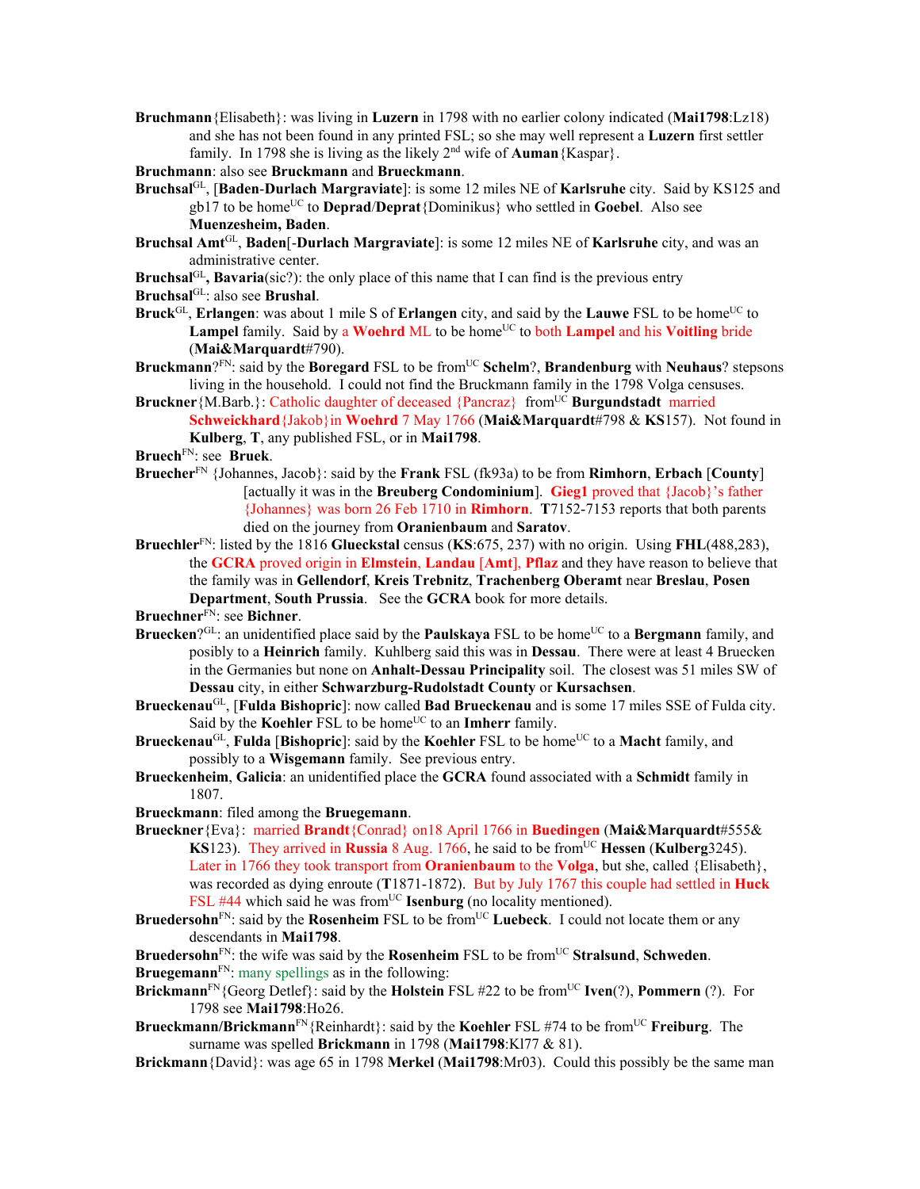**Bruchmann**{Elisabeth}: was living in **Luzern** in 1798 with no earlier colony indicated (**Mai1798**:Lz18) and she has not been found in any printed FSL; so she may well represent a **Luzern** first settler family. In 1798 she is living as the likely 2nd wife of **Auman**{Kaspar}.

**Bruchmann**: also see **Bruckmann** and **Brueckmann**.

**Bruchsal**[GL], [**Baden**-**Durlach Margraviate**]: is some 12 miles NE of **Karlsruhe** city. Said by KS125 and gb17 to be home[UC] to **Deprad**/**Deprat**{Dominikus} who settled in **Goebel**. Also see **Muenzesheim, Baden**.

**Bruchsal Amt**[GL], **Baden**[-**Durlach Margraviate**]: is some 12 miles NE of **Karlsruhe** city, and was an administrative center.

**Bruchsal**[GL]**, Bavaria**(sic?): the only place of this name that I can find is the previous entry

**Bruchsal**[GL]: also see **Brushal**.

**Bruck**[GL], **Erlangen**: was about 1 mile S of **Erlangen** city, and said by the **Lauwe** FSL to be home[UC] to **Lampel** family. Said by a **Woehrd** ML to be home[UC] to both **Lampel** and his **Voitling** bride (**Mai&Marquardt**#790).

**Bruckmann**?[FN]: said by the **Boregard** FSL to be from[UC] **Schelm**?, **Brandenburg** with **Neuhaus**? stepsons living in the household. I could not find the Bruckmann family in the 1798 Volga censuses.

**Bruckner**{M.Barb.}: Catholic daughter of deceased {Pancraz} from[UC] **Burgundstadt** married **Schweickhard**{Jakob}in **Woehrd** 7 May 1766 (**Mai&Marquardt**#798 & **KS**157). Not found in **Kulberg**, **T**, any published FSL, or in **Mai1798**.

**Bruech**[FN]: see **Bruek**.

**Bruecher**[FN] {Johannes, Jacob}: said by the **Frank** FSL (fk93a) to be from **Rimhorn**, **Erbach** [**County**] [actually it was in the **Breuberg Condominium**]. **Gieg1** proved that {Jacob}'s father {Johannes} was born 26 Feb 1710 in **Rimhorn**. **T**7152-7153 reports that both parents died on the journey from **Oranienbaum** and **Saratov**.

**Bruechler**[FN]: listed by the 1816 **Glueckstal** census (**KS**:675, 237) with no origin. Using **FHL**(488,283), the **GCRA** proved origin in **Elmstein**, **Landau** [**Amt**], **Pflaz** and they have reason to believe that the family was in **Gellendorf**, **Kreis Trebnitz**, **Trachenberg Oberamt** near **Breslau**, **Posen Department**, **South Prussia**. See the **GCRA** book for more details.

**Bruechner**[FN]: see **Bichner**.

**Bruecken**?[GL]: an unidentified place said by the **Paulskaya** FSL to be home[UC] to a **Bergmann** family, and posibly to a **Heinrich** family. Kuhlberg said this was in **Dessau**. There were at least 4 Bruecken in the Germanies but none on **Anhalt-Dessau Principality** soil. The closest was 51 miles SW of **Dessau** city, in either **Schwarzburg-Rudolstadt County** or **Kursachsen**.

**Brueckenau**[GL], [**Fulda Bishopric**]: now called **Bad Brueckenau** and is some 17 miles SSE of Fulda city. Said by the **Koehler** FSL to be home[UC] to an **Imherr** family.

**Brueckenau**[GL], **Fulda** [**Bishopric**]: said by the **Koehler** FSL to be home[UC] to a **Macht** family, and possibly to a **Wisgemann** family. See previous entry.

**Brueckenheim**, **Galicia**: an unidentified place the **GCRA** found associated with a **Schmidt** family in 1807.

**Brueckmann**: filed among the **Bruegemann**.

**Brueckner**{Eva}: married **Brandt**{Conrad} on18 April 1766 in **Buedingen** (**Mai&Marquardt**#555& **KS**123). They arrived in **Russia** 8 Aug. 1766, he said to be from[UC] **Hessen** (**Kulberg**3245). Later in 1766 they took transport from **Oranienbaum** to the **Volga**, but she, called {Elisabeth}, was recorded as dying enroute (**T**1871-1872). But by July 1767 this couple had settled in **Huck** FSL #44 which said he was from[UC] **Isenburg** (no locality mentioned).

**Bruedersohn**[FN]: said by the **Rosenheim** FSL to be from[UC] **Luebeck**. I could not locate them or any descendants in **Mai1798**.

**Bruedersohn**[FN]: the wife was said by the **Rosenheim** FSL to be from[UC] **Stralsund**, **Schweden**.

**Bruegemann**[FN]: many spellings as in the following:

**Brickmann**[FN]{Georg Detlef}: said by the **Holstein** FSL #22 to be from[UC] **Iven**(?), **Pommern** (?). For 1798 see **Mai1798**:Ho26.

**Brueckmann/Brickmann**[FN]{Reinhardt}: said by the **Koehler** FSL #74 to be from[UC] **Freiburg**. The surname was spelled **Brickmann** in 1798 (**Mai1798**:Kl77 & 81).

**Brickmann**{David}: was age 65 in 1798 **Merkel** (**Mai1798**:Mr03). Could this possibly be the same man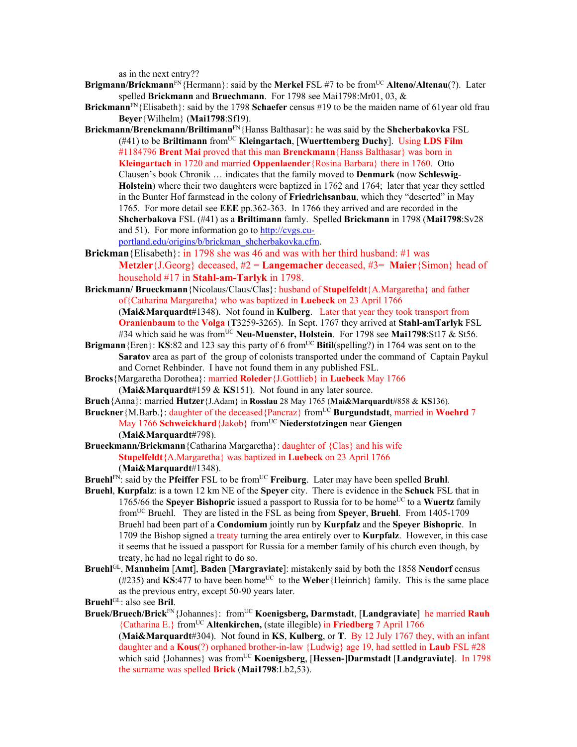as in the next entry??

**Brigmann/Brickmann**[FN]{Hermann}: said by the **Merkel** FSL #7 to be from[UC] **Alteno/Altenau**(?). Later spelled **Brickmann** and **Bruechmann**. For 1798 see Mai1798:Mr01, 03, &

**Brickmann**[FN]{Elisabeth}: said by the 1798 **Schaefer** census #19 to be the maiden name of 61year old frau **Beyer**{Wilhelm} (**Mai1798**:Sf19).

**Brickmann/Brenckmann/Briltimann**[FN]{Hanss Balthasar}: he was said by the **Shcherbakovka** FSL (#41) to be **Briltimann** from[UC] **Kleingartach**, [**Wuerttemberg Duchy**]. Using **LDS Film** #1184796 **Brent Mai** proved that this man **Brenckmann**{Hanss Balthasar} was born in **Kleingartach** in 1720 and married **Oppenlaender**{Rosina Barbara} there in 1760. Otto Clausen's book Chronik … indicates that the family moved to **Denmark** (now **Schleswig-Holstein**) where their two daughters were baptized in 1762 and 1764; later that year they settled in the Bunter Hof farmstead in the colony of **Friedrichsanbau**, which they "deserted" in May 1765. For more detail see **EEE** pp.362-363. In 1766 they arrived and are recorded in the **Shcherbakova** FSL (#41) as a **Briltimann** famly. Spelled **Brickmann** in 1798 (**Mai1798**:Sv28 and 51). For more information go to http://cvgs.cu-portland.edu/origins/b/brickman_shcherbakovka.cfm.

**Brickman**{Elisabeth}: in 1798 she was 46 and was with her third husband: #1 was **Metzler**{J.Georg} deceased, #2 = **Langemacher** deceased, #3= **Maier**{Simon} head of household #17 in **Stahl-am-Tarlyk** in 1798.

**Brickmann/ Brueckmann**{Nicolaus/Claus/Clas}: husband of **Stupelfeldt**{A.Margaretha} and father of{Catharina Margaretha} who was baptized in **Luebeck** on 23 April 1766 (**Mai&Marquardt**#1348). Not found in **Kulberg**. Later that year they took transport from **Oranienbaum** to the **Volga** (**T**3259-3265). In Sept. 1767 they arrived at **Stahl-amTarlyk** FSL #34 which said he was from[UC] **Neu-Muenster, Holstein**. For 1798 see **Mai1798**:St17 & St56.

**Brigmann**{Eren}: **KS**:82 and 123 say this party of 6 from[UC] **Bitil**(spelling?) in 1764 was sent on to the **Saratov** area as part of the group of colonists transported under the command of Captain Paykul and Cornet Rehbinder. I have not found them in any published FSL.

**Brocks**{Margaretha Dorothea}: married **Roleder**{J.Gottlieb} in **Luebeck** May 1766 (**Mai&Marquardt**#159 & **KS**151). Not found in any later source.

**Bruch**{Anna}: married **Hutzer**{J.Adam} in **Rosslau** 28 May 1765 (**Mai&Marquardt**#858 & **KS**136).

**Bruckner**{M.Barb.}: daughter of the deceased{Pancraz} from[UC] **Burgundstadt**, married in **Woehrd** 7 May 1766 **Schweickhard**{Jakob} from[UC] **Niederstotzingen** near **Giengen** (**Mai&Marquardt**#798).

**Brueckmann/Brickmann**{Catharina Margaretha}: daughter of {Clas} and his wife **Stupelfeldt**{A.Margaretha} was baptized in **Luebeck** on 23 April 1766 (**Mai&Marquardt**#1348).

**Bruehl**[FN]: said by the **Pfeiffer** FSL to be from[UC] **Freiburg**. Later may have been spelled **Bruhl**.

**Bruehl**, **Kurpfalz**: is a town 12 km NE of the **Speyer** city. There is evidence in the **Schuck** FSL that in 1765/66 the **Speyer Bishopric** issued a passport to Russia for to be home[UC] to a **Wuertz** family from[UC] Bruehl. They are listed in the FSL as being from **Speyer**, **Bruehl**. From 1405-1709 Bruehl had been part of a **Condomium** jointly run by **Kurpfalz** and the **Speyer Bishopric**. In 1709 the Bishop signed a treaty turning the area entirely over to **Kurpfalz**. However, in this case it seems that he issued a passport for Russia for a member family of his church even though, by treaty, he had no legal right to do so.

**Bruehl**[GL], **Mannheim** [**Amt**], **Baden** [**Margraviate**]: mistakenly said by both the 1858 **Neudorf** census (#235) and **KS**:477 to have been home[UC] to the **Weber**{Heinrich} family. This is the same place as the previous entry, except 50-90 years later.

**Bruehl**[GL]: also see **Bril**.

**Bruek/Bruech/Brick**[FN]{Johannes}: from[UC] **Koenigsberg, Darmstadt**, [**Landgraviate**] he married **Rauh** {Catharina E.} from[UC] **Altenkirchen,** (state illegible) in **Friedberg** 7 April 1766 (**Mai&Marquardt**#304). Not found in **KS**, **Kulberg**, or **T**. By 12 July 1767 they, with an infant daughter and a **Kous**(?) orphaned brother-in-law {Ludwig} age 19, had settled in **Laub** FSL #28 which said {Johannes} was from[UC] **Koenigsberg**, [**Hessen-**]**Darmstadt** [**Landgraviate**]. In 1798 the surname was spelled **Brick** (**Mai1798**:Lb2,53).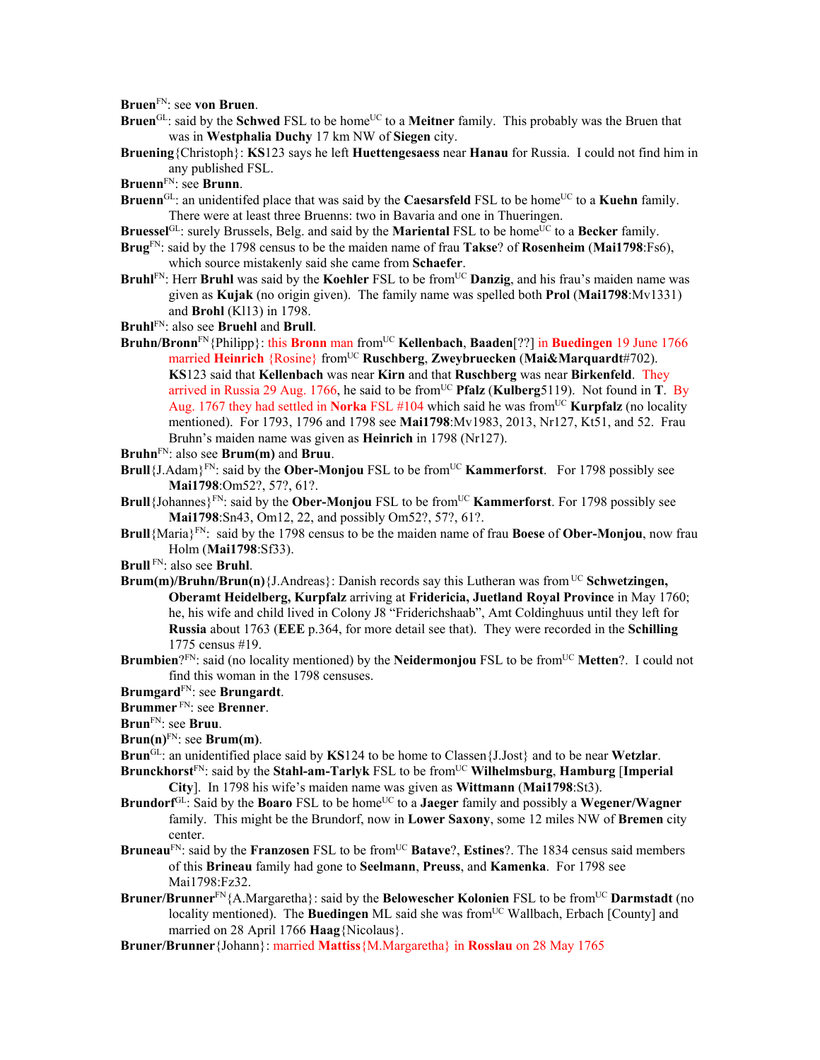**Bruen**[FN]: see **von Bruen**.

**Bruen**[GL]: said by the **Schwed** FSL to be home[UC] to a **Meitner** family. This probably was the Bruen that was in **Westphalia Duchy** 17 km NW of **Siegen** city.

**Bruening**{Christoph}: **KS**123 says he left **Huettengesaess** near **Hanau** for Russia. I could not find him in any published FSL.

**Bruenn**[FN]: see **Brunn**.

**Bruenn**[GL]: an unidentifed place that was said by the **Caesarsfeld** FSL to be home[UC] to a **Kuehn** family. There were at least three Bruenns: two in Bavaria and one in Thueringen.

**Bruessel**[GL]: surely Brussels, Belg. and said by the **Mariental** FSL to be home[UC] to a **Becker** family.

**Brug**[FN]: said by the 1798 census to be the maiden name of frau **Takse**? of **Rosenheim** (**Mai1798**:Fs6), which source mistakenly said she came from **Schaefer**.

**Bruhl**[FN]: Herr **Bruhl** was said by the **Koehler** FSL to be from[UC] **Danzig**, and his frau's maiden name was given as **Kujak** (no origin given). The family name was spelled both **Prol** (**Mai1798**:Mv1331) and **Brohl** (Kl13) in 1798.

**Bruhl**[FN]: also see **Bruehl** and **Brull**.

**Bruhn/Bronn**[FN]{Philipp}: this **Bronn** man from[UC] **Kellenbach**, **Baaden**[??] in **Buedingen** 19 June 1766 married **Heinrich** {Rosine} from[UC] **Ruschberg**, **Zweybruecken** (**Mai&Marquardt**#702). **KS**123 said that **Kellenbach** was near **Kirn** and that **Ruschberg** was near **Birkenfeld**. They arrived in Russia 29 Aug. 1766, he said to be from[UC] **Pfalz** (**Kulberg**5119). Not found in **T**. By Aug. 1767 they had settled in **Norka** FSL #104 which said he was from[UC] **Kurpfalz** (no locality mentioned). For 1793, 1796 and 1798 see **Mai1798**:Mv1983, 2013, Nr127, Kt51, and 52. Frau Bruhn's maiden name was given as **Heinrich** in 1798 (Nr127).

**Bruhn**[FN]: also see **Brum(m)** and **Bruu**.

**Brull**{J.Adam}[FN]: said by the **Ober-Monjou** FSL to be from[UC] **Kammerforst**. For 1798 possibly see **Mai1798**:Om52?, 57?, 61?.

**Brull**{Johannes}[FN]: said by the **Ober-Monjou** FSL to be from[UC] **Kammerforst**. For 1798 possibly see **Mai1798**:Sn43, Om12, 22, and possibly Om52?, 57?, 61?.

**Brull**{Maria}[FN]: said by the 1798 census to be the maiden name of frau **Boese** of **Ober-Monjou**, now frau Holm (**Mai1798**:Sf33).

**Brull** [FN]: also see **Bruhl**.

**Brum(m)/Bruhn/Brun(n)**{J.Andreas}: Danish records say this Lutheran was from [UC] **Schwetzingen, Oberamt Heidelberg, Kurpfalz** arriving at **Fridericia, Juetland Royal Province** in May 1760; he, his wife and child lived in Colony J8 "Friderichshaab", Amt Coldinghuus until they left for **Russia** about 1763 (**EEE** p.364, for more detail see that). They were recorded in the **Schilling** 1775 census #19.

**Brumbien**?[FN]: said (no locality mentioned) by the **Neidermonjou** FSL to be from[UC] **Metten**?. I could not find this woman in the 1798 censuses.

**Brumgard**[FN]: see **Brungardt**.

**Brummer** [FN]: see **Brenner**.

**Brun**[FN]: see **Bruu**.

**Brun(n)**[FN]: see **Brum(m)**.

**Brun**[GL]: an unidentified place said by **KS**124 to be home to Classen{J.Jost} and to be near **Wetzlar**.

**Brunckhorst**[FN]: said by the **Stahl-am-Tarlyk** FSL to be from[UC] **Wilhelmsburg**, **Hamburg** [**Imperial City**]. In 1798 his wife's maiden name was given as **Wittmann** (**Mai1798**:St3).

**Brundorf**[GL]: Said by the **Boaro** FSL to be home[UC] to a **Jaeger** family and possibly a **Wegener/Wagner** family. This might be the Brundorf, now in **Lower Saxony**, some 12 miles NW of **Bremen** city center.

**Bruneau**[FN]: said by the **Franzosen** FSL to be from[UC] **Batave**?, **Estines**?. The 1834 census said members of this **Brineau** family had gone to **Seelmann**, **Preuss**, and **Kamenka**. For 1798 see Mai1798:Fz32.

**Bruner/Brunner**[FN]{A.Margaretha}: said by the **Belowescher Kolonien** FSL to be from[UC] **Darmstadt** (no locality mentioned). The **Buedingen** ML said she was from[UC] Wallbach, Erbach [County] and married on 28 April 1766 **Haag**{Nicolaus}.

**Bruner/Brunner**{Johann}: married **Mattiss**{M.Margaretha} in **Rosslau** on 28 May 1765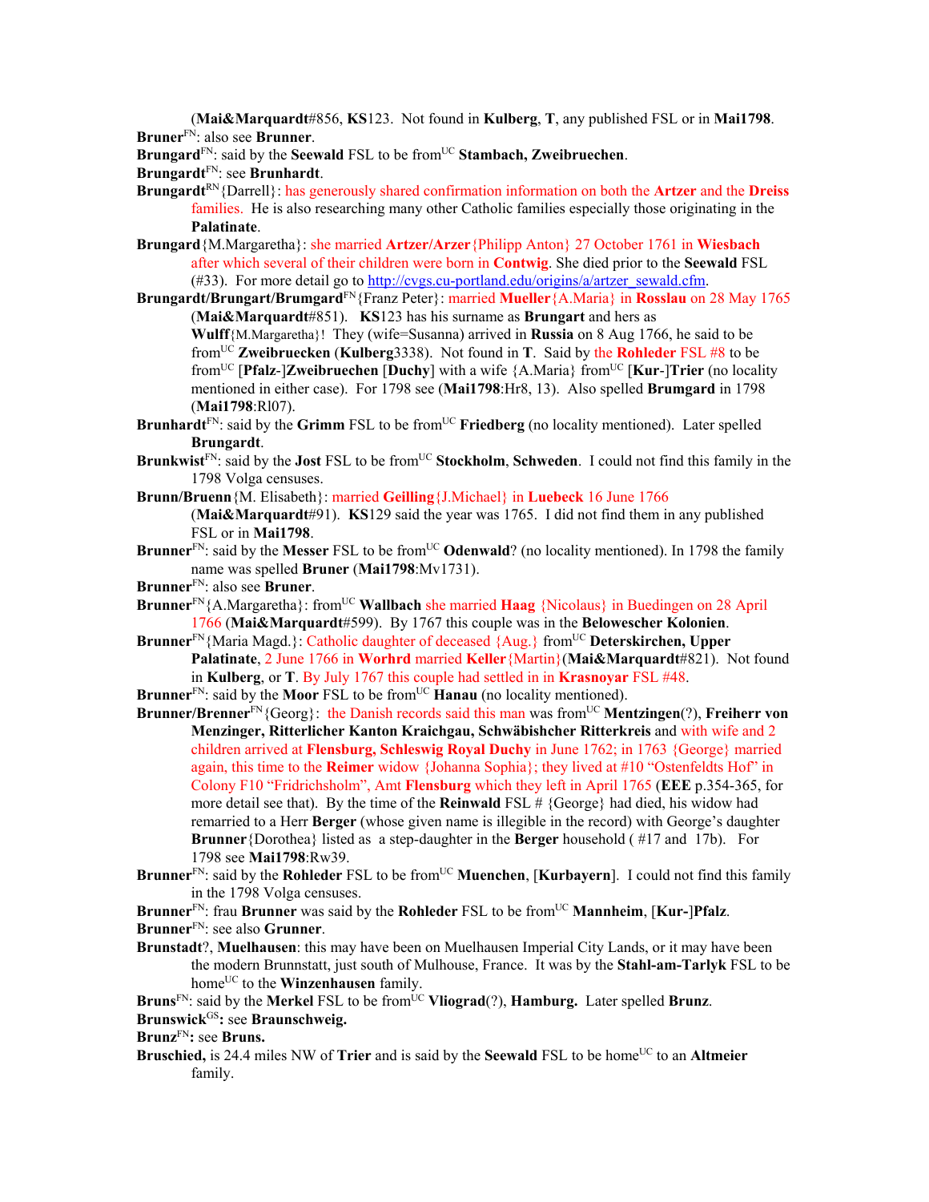(**Mai&Marquardt**#856, **KS**123. Not found in **Kulberg**, **T**, any published FSL or in **Mai1798**.

**Bruner**[FN]: also see **Brunner**.

**Brungard**[FN]: said by the **Seewald** FSL to be from[UC] **Stambach, Zweibruechen**.

**Brungardt**[FN]: see **Brunhardt**.

**Brungardt**[RN]{Darrell}: has generously shared confirmation information on both the **Artzer** and the **Dreiss** families. He is also researching many other Catholic families especially those originating in the **Palatinate**.

**Brungard**{M.Margaretha}: she married **Artzer/Arzer**{Philipp Anton} 27 October 1761 in **Wiesbach** after which several of their children were born in **Contwig**. She died prior to the **Seewald** FSL (#33). For more detail go to http://cvgs.cu-portland.edu/origins/a/artzer_sewald.cfm.

**Brungardt/Brungart/Brumgard**[FN]{Franz Peter}: married **Mueller**{A.Maria} in **Rosslau** on 28 May 1765 (**Mai&Marquardt**#851). **KS**123 has his surname as **Brungart** and hers as **Wulff**{M.Margaretha}! They (wife=Susanna) arrived in **Russia** on 8 Aug 1766, he said to be from[UC] **Zweibruecken** (**Kulberg**3338). Not found in **T**. Said by the **Rohleder** FSL #8 to be from[UC] [**Pfalz**-]**Zweibruechen** [**Duchy**] with a wife {A.Maria} from[UC] [**Kur**-]**Trier** (no locality mentioned in either case). For 1798 see (**Mai1798**:Hr8, 13). Also spelled **Brumgard** in 1798 (**Mai1798**:Rl07).

**Brunhardt**[FN]: said by the **Grimm** FSL to be from[UC] **Friedberg** (no locality mentioned). Later spelled **Brungardt**.

**Brunkwist**[FN]: said by the **Jost** FSL to be from[UC] **Stockholm**, **Schweden**. I could not find this family in the 1798 Volga censuses.

**Brunn/Bruenn**{M. Elisabeth}: married **Geilling**{J.Michael} in **Luebeck** 16 June 1766 (**Mai&Marquardt**#91). **KS**129 said the year was 1765. I did not find them in any published FSL or in **Mai1798**.

**Brunner**[FN]: said by the **Messer** FSL to be from[UC] **Odenwald**? (no locality mentioned). In 1798 the family name was spelled **Bruner** (**Mai1798**:Mv1731).

**Brunner**[FN]: also see **Bruner**.

**Brunner**[FN]{A.Margaretha}: from[UC] **Wallbach** she married **Haag** {Nicolaus} in Buedingen on 28 April 1766 (**Mai&Marquardt**#599). By 1767 this couple was in the **Belowescher Kolonien**.

**Brunner**[FN]{Maria Magd.}: Catholic daughter of deceased {Aug.} from[UC] **Deterskirchen, Upper Palatinate**, 2 June 1766 in **Worhrd** married **Keller**{Martin}(**Mai&Marquardt**#821). Not found in **Kulberg**, or **T**. By July 1767 this couple had settled in in **Krasnoyar** FSL #48.

**Brunner**[FN]: said by the **Moor** FSL to be from[UC] **Hanau** (no locality mentioned).

**Brunner/Brenner**[FN]{Georg}: the Danish records said this man was from[UC] **Mentzingen**(?), **Freiherr von Menzinger, Ritterlicher Kanton Kraichgau, Schwäbishcher Ritterkreis** and with wife and 2 children arrived at **Flensburg, Schleswig Royal Duchy** in June 1762; in 1763 {George} married again, this time to the **Reimer** widow {Johanna Sophia}; they lived at #10 "Ostenfeldts Hof" in Colony F10 "Fridrichsholm", Amt **Flensburg** which they left in April 1765 (**EEE** p.354-365, for more detail see that). By the time of the **Reinwald** FSL # {George} had died, his widow had remarried to a Herr **Berger** (whose given name is illegible in the record) with George's daughter **Brunner**{Dorothea} listed as a step-daughter in the **Berger** household ( #17 and 17b). For 1798 see **Mai1798**:Rw39.

**Brunner**[FN]: said by the **Rohleder** FSL to be from[UC] **Muenchen**, [**Kurbayern**]. I could not find this family in the 1798 Volga censuses.

**Brunner**[FN]: frau **Brunner** was said by the **Rohleder** FSL to be from[UC] **Mannheim**, [**Kur-**]**Pfalz**.

**Brunner**[FN]: see also **Grunner**.

**Brunstadt**?, **Muelhausen**: this may have been on Muelhausen Imperial City Lands, or it may have been the modern Brunnstatt, just south of Mulhouse, France. It was by the **Stahl-am-Tarlyk** FSL to be home[UC] to the **Winzenhausen** family.

**Bruns**[FN]: said by the **Merkel** FSL to be from[UC] **Vliograd**(?), **Hamburg.** Later spelled **Brunz**.

**Brunswick**[GS]**:** see **Braunschweig.**

**Brunz**[FN]**:** see **Bruns.**

**Bruschied,** is 24.4 miles NW of **Trier** and is said by the **Seewald** FSL to be home[UC] to an **Altmeier** family.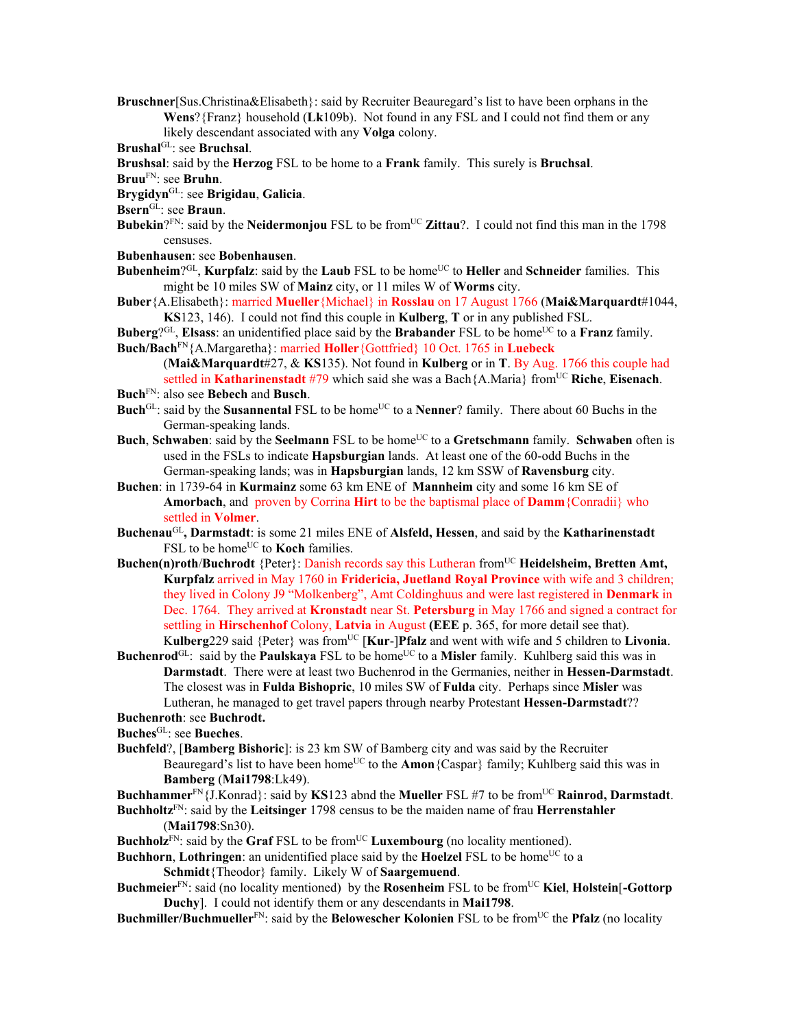**Bruschner**[Sus.Christina&Elisabeth}: said by Recruiter Beauregard's list to have been orphans in the **Wens**?{Franz} household (**Lk**109b). Not found in any FSL and I could not find them or any likely descendant associated with any **Volga** colony.

**Brushal**[GL]: see **Bruchsal**.

**Brushsal**: said by the **Herzog** FSL to be home to a **Frank** family. This surely is **Bruchsal**.

**Bruu**[FN]: see **Bruhn**.

**Brygidyn**[GL]: see **Brigidau**, **Galicia**.

**Bsern**[GL]: see **Braun**.

**Bubekin**?[FN]: said by the **Neidermonjou** FSL to be from[UC] **Zittau**?. I could not find this man in the 1798 censuses.

**Bubenhausen**: see **Bobenhausen**.

**Bubenheim**?[GL], **Kurpfalz**: said by the **Laub** FSL to be home[UC] to **Heller** and **Schneider** families. This might be 10 miles SW of **Mainz** city, or 11 miles W of **Worms** city.

**Buber**{A.Elisabeth}: married **Mueller**{Michael} in **Rosslau** on 17 August 1766 (**Mai&Marquardt**#1044, **KS**123, 146). I could not find this couple in **Kulberg**, **T** or in any published FSL.

**Buberg**?[GL], **Elsass**: an unidentified place said by the **Brabander** FSL to be home[UC] to a **Franz** family.

**Buch/Bach**[FN]{A.Margaretha}: married **Holler**{Gottfried} 10 Oct. 1765 in **Luebeck** (**Mai&Marquardt**#27, & **KS**135). Not found in **Kulberg** or in **T**. By Aug. 1766 this couple had settled in **Katharinenstadt** #79 which said she was a Bach{A.Maria} from[UC] **Riche**, **Eisenach**.

**Buch**[FN]: also see **Bebech** and **Busch**.

**Buch**[GL]: said by the **Susannental** FSL to be home[UC] to a **Nenner**? family. There about 60 Buchs in the German-speaking lands.

**Buch**, **Schwaben**: said by the **Seelmann** FSL to be home[UC] to a **Gretschmann** family. **Schwaben** often is used in the FSLs to indicate **Hapsburgian** lands. At least one of the 60-odd Buchs in the German-speaking lands; was in **Hapsburgian** lands, 12 km SSW of **Ravensburg** city.

**Buchen**: in 1739-64 in **Kurmainz** some 63 km ENE of **Mannheim** city and some 16 km SE of **Amorbach**, and proven by Corrina **Hirt** to be the baptismal place of **Damm**{Conradii} who settled in **Volmer**.

**Buchenau**[GL], **Darmstadt**: is some 21 miles ENE of **Alsfeld, Hessen**, and said by the **Katharinenstadt** FSL to be home[UC] to **Koch** families.

**Buchen(n)roth**/**Buchrodt** {Peter}: Danish records say this Lutheran from[UC] **Heidelsheim, Bretten Amt, Kurpfalz** arrived in May 1760 in **Fridericia, Juetland Royal Province** with wife and 3 children; they lived in Colony J9 "Molkenberg", Amt Coldinghuus and were last registered in **Denmark** in Dec. 1764. They arrived at **Kronstadt** near St. **Petersburg** in May 1766 and signed a contract for settling in **Hirschenhof** Colony, **Latvia** in August (**EEE** p. 365, for more detail see that). K**ulberg**229 said {Peter} was from[UC] [**Kur**-]**Pfalz** and went with wife and 5 children to **Livonia**.

**Buchenrod**[GL]: said by the **Paulskaya** FSL to be home[UC] to a **Misler** family. Kuhlberg said this was in **Darmstadt**. There were at least two Buchenrod in the Germanies, neither in **Hessen-Darmstadt**. The closest was in **Fulda Bishopric**, 10 miles SW of **Fulda** city. Perhaps since **Misler** was Lutheran, he managed to get travel papers through nearby Protestant **Hessen-Darmstadt**??

**Buchenroth**: see **Buchrodt.**

**Buches**[GL]: see **Bueches**.

**Buchfeld**?, [**Bamberg Bishoric**]: is 23 km SW of Bamberg city and was said by the Recruiter Beauregard's list to have been home[UC] to the **Amon**{Caspar} family; Kuhlberg said this was in **Bamberg** (**Mai1798**:Lk49).

**Buchhammer**[FN]{J.Konrad}: said by **KS**123 abnd the **Mueller** FSL #7 to be from[UC] **Rainrod, Darmstadt**.

**Buchholtz**[FN]: said by the **Leitsinger** 1798 census to be the maiden name of frau **Herrenstahler** (**Mai1798**:Sn30).

**Buchholz**[FN]: said by the **Graf** FSL to be from[UC] **Luxembourg** (no locality mentioned).

**Buchhorn**, **Lothringen**: an unidentified place said by the **Hoelzel** FSL to be home[UC] to a **Schmidt**{Theodor} family. Likely W of **Saargemuend**.

**Buchmeier**[FN]: said (no locality mentioned) by the **Rosenheim** FSL to be from[UC] **Kiel**, **Holstein**[**-Gottorp Duchy**]. I could not identify them or any descendants in **Mai1798**.

**Buchmiller/Buchmueller**[FN]: said by the **Belowescher Kolonien** FSL to be from[UC] the **Pfalz** (no locality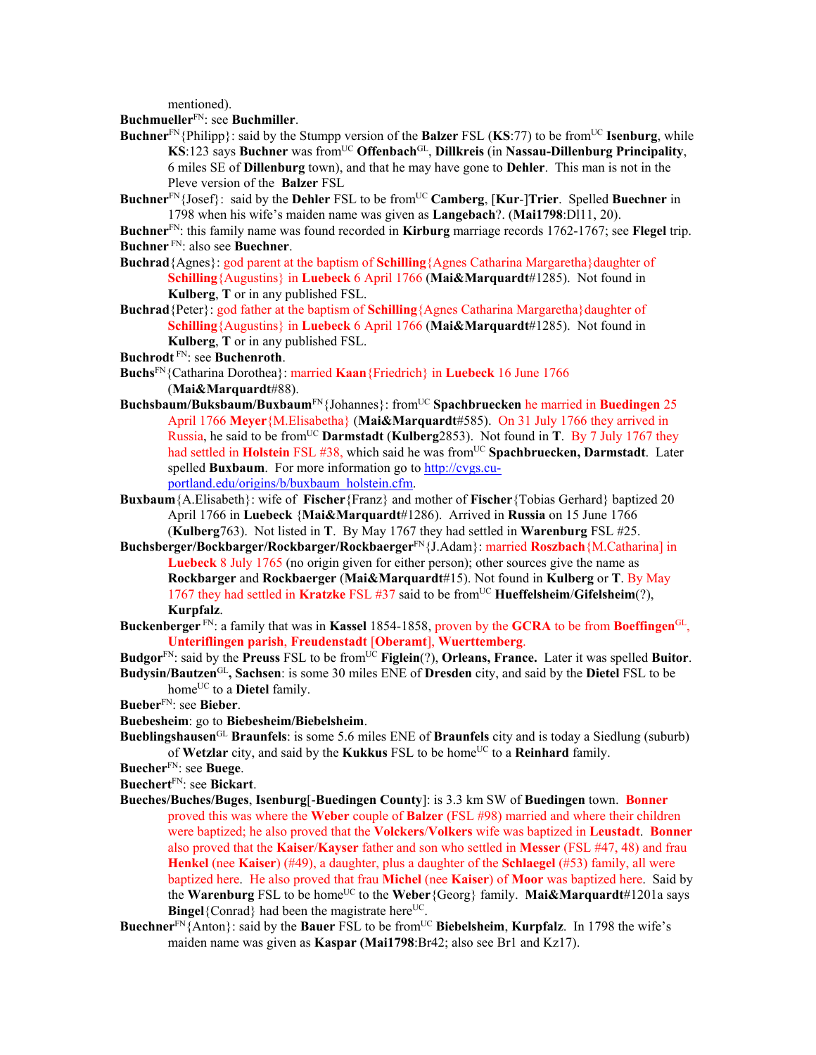mentioned).

**Buchmueller**[FN]: see **Buchmiller**.

**Buchner**[FN]{Philipp}: said by the Stumpp version of the **Balzer** FSL (**KS**:77) to be from[UC] **Isenburg**, while **KS**:123 says **Buchner** was from[UC] **Offenbach**[GL], **Dillkreis** (in **Nassau-Dillenburg Principality**, 6 miles SE of **Dillenburg** town), and that he may have gone to **Dehler**. This man is not in the Pleve version of the **Balzer** FSL

**Buchner**[FN]{Josef}: said by the **Dehler** FSL to be from[UC] **Camberg**, [**Kur**-]**Trier**. Spelled **Buechner** in 1798 when his wife's maiden name was given as **Langebach**?. (**Mai1798**:Dl11, 20).

**Buchner**[FN]: this family name was found recorded in **Kirburg** marriage records 1762-1767; see **Flegel** trip.

**Buchner** [FN]: also see **Buechner**.

**Buchrad**{Agnes}: god parent at the baptism of **Schilling**{Agnes Catharina Margaretha}daughter of **Schilling**{Augustins} in **Luebeck** 6 April 1766 (**Mai&Marquardt**#1285). Not found in **Kulberg**, **T** or in any published FSL.

**Buchrad**{Peter}: god father at the baptism of **Schilling**{Agnes Catharina Margaretha}daughter of **Schilling**{Augustins} in **Luebeck** 6 April 1766 (**Mai&Marquardt**#1285). Not found in **Kulberg**, **T** or in any published FSL.

**Buchrodt** [FN]: see **Buchenroth**.

**Buchs**[FN]{Catharina Dorothea}: married **Kaan**{Friedrich} in **Luebeck** 16 June 1766 (**Mai&Marquardt**#88).

**Buchsbaum/Buksbaum/Buxbaum**[FN]{Johannes}: from[UC] **Spachbruecken** he married in **Buedingen** 25 April 1766 **Meyer**{M.Elisabetha} (**Mai&Marquardt**#585). On 31 July 1766 they arrived in Russia, he said to be from[UC] **Darmstadt** (**Kulberg**2853). Not found in **T**. By 7 July 1767 they had settled in **Holstein** FSL #38, which said he was from[UC] **Spachbruecken, Darmstadt**. Later spelled **Buxbaum**. For more information go to http://cvgs.cu-portland.edu/origins/b/buxbaum_holstein.cfm.

**Buxbaum**{A.Elisabeth}: wife of **Fischer**{Franz} and mother of **Fischer**{Tobias Gerhard} baptized 20 April 1766 in **Luebeck** {**Mai&Marquardt**#1286). Arrived in **Russia** on 15 June 1766 (**Kulberg**763). Not listed in **T**. By May 1767 they had settled in **Warenburg** FSL #25.

**Buchsberger/Bockbarger/Rockbarger/Rockbaerger**[FN]{J.Adam}: married **Roszbach**{M.Catharina] in **Luebeck** 8 July 1765 (no origin given for either person); other sources give the name as **Rockbarger** and **Rockbaerger** (**Mai&Marquardt**#15). Not found in **Kulberg** or **T**. By May 1767 they had settled in **Kratzke** FSL #37 said to be from[UC] **Hueffelsheim**/**Gifelsheim**(?), **Kurpfalz**.

**Buckenberger** [FN]: a family that was in **Kassel** 1854-1858, proven by the **GCRA** to be from **Boeffingen**[GL], **Unteriflingen parish**, **Freudenstadt** [**Oberamt**], **Wuerttemberg**.

**Budgor**[FN]: said by the **Preuss** FSL to be from[UC] **Figlein**(?), **Orleans, France.** Later it was spelled **Buitor**.

**Budysin/Bautzen**[GL]**, Sachsen**: is some 30 miles ENE of **Dresden** city, and said by the **Dietel** FSL to be home[UC] to a **Dietel** family.

**Bueber**[FN]: see **Bieber**.

**Buebesheim**: go to **Biebesheim/Biebelsheim**.

**Bueblingshausen**[GL] **Braunfels**: is some 5.6 miles ENE of **Braunfels** city and is today a Siedlung (suburb) of **Wetzlar** city, and said by the **Kukkus** FSL to be home[UC] to a **Reinhard** family.

**Buecher**[FN]: see **Buege**.

**Buechert**[FN]: see **Bickart**.

**Bueches/Buches/Buges**, **Isenburg**[-**Buedingen County**]: is 3.3 km SW of **Buedingen** town. **Bonner** proved this was where the **Weber** couple of **Balzer** (FSL #98) married and where their children were baptized; he also proved that the **Volckers**/**Volkers** wife was baptized in **Leustadt**. **Bonner** also proved that the **Kaiser**/**Kayser** father and son who settled in **Messer** (FSL #47, 48) and frau **Henkel** (nee **Kaiser**) (#49), a daughter, plus a daughter of the **Schlaegel** (#53) family, all were baptized here. He also proved that frau **Michel** (nee **Kaiser**) of **Moor** was baptized here. Said by the **Warenburg** FSL to be home[UC] to the **Weber**{Georg} family. **Mai&Marquardt**#1201a says **Bingel**{Conrad} had been the magistrate here[UC].

**Buechner**[FN]{Anton}: said by the **Bauer** FSL to be from[UC] **Biebelsheim**, **Kurpfalz**. In 1798 the wife's maiden name was given as **Kaspar (Mai1798**:Br42; also see Br1 and Kz17).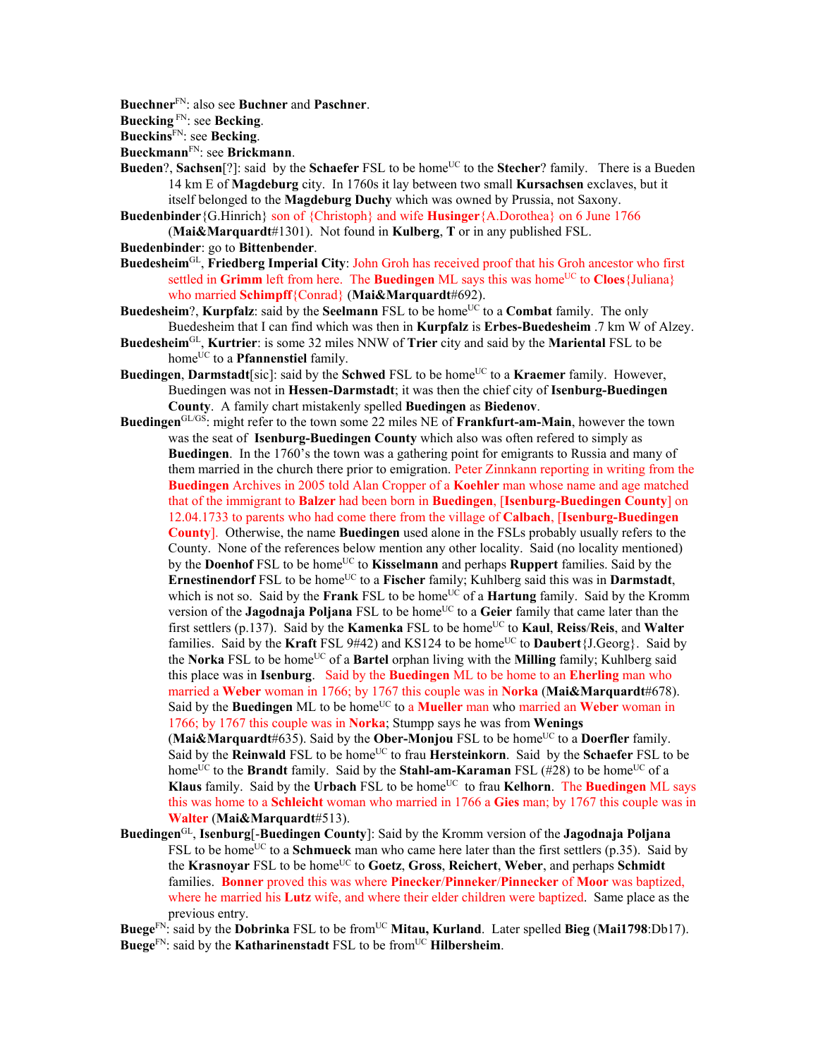**Buechner**FN: also see **Buchner** and **Paschner**.

**Buecking** FN: see **Becking**.

**Bueckins**FN: see **Becking**.

**Bueckmann**FN: see **Brickmann**.

**Bueden**?, **Sachsen**[?]: said by the **Schaefer** FSL to be homeUC to the **Stecher**? family. There is a Bueden 14 km E of **Magdeburg** city. In 1760s it lay between two small **Kursachsen** exclaves, but it itself belonged to the **Magdeburg Duchy** which was owned by Prussia, not Saxony.

**Buedenbinder**{G.Hinrich} son of {Christoph} and wife **Husinger**{A.Dorothea} on 6 June 1766 (**Mai&Marquardt**#1301). Not found in **Kulberg**, **T** or in any published FSL.

**Buedenbinder**: go to **Bittenbender**.

**Buedesheim**GL, **Friedberg Imperial City**: John Groh has received proof that his Groh ancestor who first settled in **Grimm** left from here. The **Buedingen** ML says this was homeUC to **Cloes**{Juliana} who married **Schimpff**{Conrad} (**Mai&Marquardt**#692).

**Buedesheim**?, **Kurpfalz**: said by the **Seelmann** FSL to be homeUC to a **Combat** family. The only Buedesheim that I can find which was then in **Kurpfalz** is **Erbes-Buedesheim** .7 km W of Alzey.

**Buedesheim**GL, **Kurtrier**: is some 32 miles NNW of **Trier** city and said by the **Mariental** FSL to be homeUC to a **Pfannenstiel** family.

**Buedingen**, **Darmstadt**[sic]: said by the **Schwed** FSL to be homeUC to a **Kraemer** family. However, Buedingen was not in **Hessen-Darmstadt**; it was then the chief city of **Isenburg-Buedingen County**. A family chart mistakenly spelled **Buedingen** as **Biedenov**.

**Buedingen**GL/GS: might refer to the town some 22 miles NE of **Frankfurt-am-Main**, however the town was the seat of **Isenburg-Buedingen County** which also was often refered to simply as **Buedingen**. In the 1760's the town was a gathering point for emigrants to Russia and many of them married in the church there prior to emigration. Peter Zinnkann reporting in writing from the **Buedingen** Archives in 2005 told Alan Cropper of a **Koehler** man whose name and age matched that of the immigrant to **Balzer** had been born in **Buedingen**, [**Isenburg-Buedingen County**] on 12.04.1733 to parents who had come there from the village of **Calbach**, [**Isenburg-Buedingen County**]. Otherwise, the name **Buedingen** used alone in the FSLs probably usually refers to the County. None of the references below mention any other locality. Said (no locality mentioned) by the **Doenhof** FSL to be homeUC to **Kisselmann** and perhaps **Ruppert** families. Said by the **Ernestinendorf** FSL to be homeUC to a **Fischer** family; Kuhlberg said this was in **Darmstadt**, which is not so. Said by the **Frank** FSL to be homeUC of a **Hartung** family. Said by the Kromm version of the **Jagodnaja Poljana** FSL to be homeUC to a **Geier** family that came later than the first settlers (p.137). Said by the **Kamenka** FSL to be homeUC to **Kaul**, **Reiss**/**Reis**, and **Walter** families. Said by the **Kraft** FSL 9#42) and KS124 to be homeUC to **Daubert**{J.Georg}. Said by the **Norka** FSL to be homeUC of a **Bartel** orphan living with the **Milling** family; Kuhlberg said this place was in **Isenburg**. Said by the **Buedingen** ML to be home to an **Eherling** man who married a **Weber** woman in 1766; by 1767 this couple was in **Norka** (**Mai&Marquardt**#678). Said by the **Buedingen** ML to be homeUC to a **Mueller** man who married an **Weber** woman in 1766; by 1767 this couple was in **Norka**; Stumpp says he was from **Wenings** (**Mai&Marquardt**#635). Said by the **Ober-Monjou** FSL to be homeUC to a **Doerfler** family. Said by the **Reinwald** FSL to be homeUC to frau **Hersteinkorn**. Said by the **Schaefer** FSL to be homeUC to the **Brandt** family. Said by the **Stahl-am-Karaman** FSL (#28) to be homeUC of a **Klaus** family. Said by the **Urbach** FSL to be homeUC to frau **Kelhorn**. The **Buedingen** ML says this was home to a **Schleicht** woman who married in 1766 a **Gies** man; by 1767 this couple was in **Walter** (**Mai&Marquardt**#513).

**Buedingen**GL, **Isenburg**[-**Buedingen County**]: Said by the Kromm version of the **Jagodnaja Poljana** FSL to be homeUC to a **Schmueck** man who came here later than the first settlers (p.35). Said by the **Krasnoyar** FSL to be homeUC to **Goetz**, **Gross**, **Reichert**, **Weber**, and perhaps **Schmidt** families. **Bonner** proved this was where **Pinecker**/**Pinneker**/**Pinnecker** of **Moor** was baptized, where he married his **Lutz** wife, and where their elder children were baptized. Same place as the previous entry.

**Buege**FN: said by the **Dobrinka** FSL to be fromUC **Mitau, Kurland**. Later spelled **Bieg** (**Mai1798**:Db17).

**Buege**FN: said by the **Katharinenstadt** FSL to be fromUC **Hilbersheim**.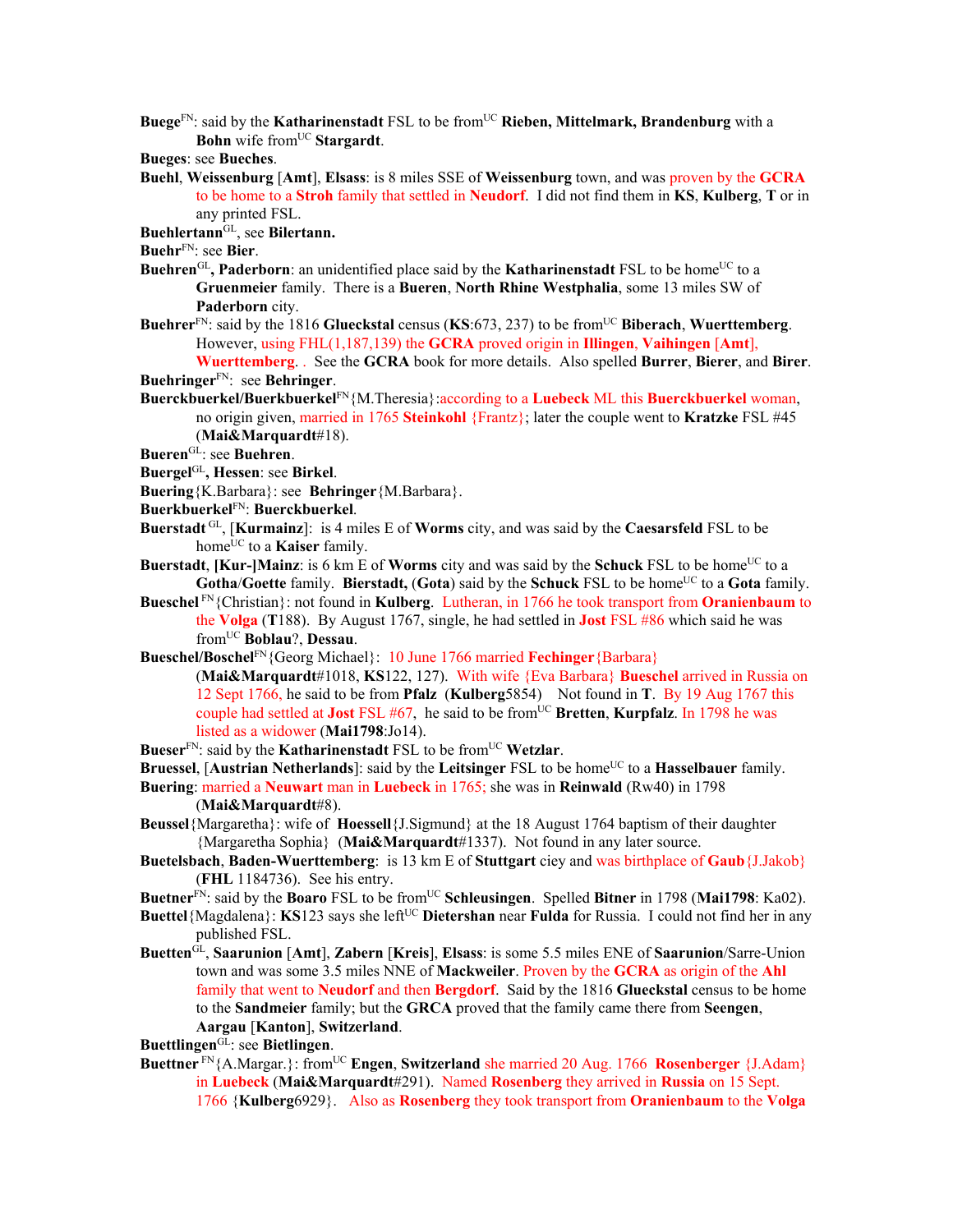**Buege**[FN]: said by the **Katharinenstadt** FSL to be from[UC] **Rieben, Mittelmark, Brandenburg** with a **Bohn** wife from[UC] **Stargardt**.

**Bueges**: see **Bueches**.

**Buehl**, **Weissenburg** [**Amt**], **Elsass**: is 8 miles SSE of **Weissenburg** town, and was proven by the **GCRA** to be home to a **Stroh** family that settled in **Neudorf**. I did not find them in **KS**, **Kulberg**, **T** or in any printed FSL.

**Buehlertann**[GL], see **Bilertann.**

**Buehr**[FN]: see **Bier**.

**Buehren**[GL]**, Paderborn**: an unidentified place said by the **Katharinenstadt** FSL to be home[UC] to a **Gruenmeier** family. There is a **Bueren**, **North Rhine Westphalia**, some 13 miles SW of **Paderborn** city.

**Buehrer**[FN]: said by the 1816 **Glueckstal** census (**KS**:673, 237) to be from[UC] **Biberach**, **Wuerttemberg**. However, using FHL(1,187,139) the **GCRA** proved origin in **Illingen**, **Vaihingen** [**Amt**], **Wuerttemberg**. . See the **GCRA** book for more details. Also spelled **Burrer**, **Bierer**, and **Birer**.

**Buehringer**[FN]: see **Behringer**.

**Buerckbuerkel/Buerkbuerkel**[FN]{M.Theresia}:according to a **Luebeck** ML this **Buerckbuerkel** woman, no origin given, married in 1765 **Steinkohl** {Frantz}; later the couple went to **Kratzke** FSL #45 (**Mai&Marquardt**#18).

**Bueren**[GL]: see **Buehren**.

**Buergel**[GL]**, Hessen**: see **Birkel**.

**Buering**{K.Barbara}: see **Behringer**{M.Barbara}.

**Buerkbuerkel**[FN]: **Buerckbuerkel**.

**Buerstadt** [GL], [**Kurmainz**]: is 4 miles E of **Worms** city, and was said by the **Caesarsfeld** FSL to be home[UC] to a **Kaiser** family.

**Buerstadt**, **[Kur-]Mainz**: is 6 km E of **Worms** city and was said by the **Schuck** FSL to be home[UC] to a **Gotha**/**Goette** family. **Bierstadt, (Gota**) said by the **Schuck** FSL to be home[UC] to a **Gota** family.

**Bueschel** [FN]{Christian}: not found in **Kulberg**. Lutheran, in 1766 he took transport from **Oranienbaum** to the **Volga** (**T**188). By August 1767, single, he had settled in **Jost** FSL #86 which said he was from[UC] **Boblau**?, **Dessau**.

**Bueschel/Boschel**[FN]{Georg Michael}: 10 June 1766 married **Fechinger**{Barbara} (**Mai&Marquardt**#1018, **KS**122, 127). With wife {Eva Barbara} **Bueschel** arrived in Russia on 12 Sept 1766, he said to be from **Pfalz** (**Kulberg**5854) Not found in **T**. By 19 Aug 1767 this couple had settled at **Jost** FSL #67, he said to be from[UC] **Bretten**, **Kurpfalz**. In 1798 he was listed as a widower (**Mai1798**:Jo14).

**Bueser**[FN]: said by the **Katharinenstadt** FSL to be from[UC] **Wetzlar**.

**Bruessel**, [**Austrian Netherlands**]: said by the **Leitsinger** FSL to be home[UC] to a **Hasselbauer** family.

**Buering**: married a **Neuwart** man in **Luebeck** in 1765; she was in **Reinwald** (Rw40) in 1798 (**Mai&Marquardt**#8).

**Beussel**{Margaretha}: wife of **Hoessell**{J.Sigmund} at the 18 August 1764 baptism of their daughter {Margaretha Sophia} (**Mai&Marquardt**#1337). Not found in any later source.

**Buetelsbach**, **Baden-Wuerttemberg**: is 13 km E of **Stuttgart** ciey and was birthplace of **Gaub**{J.Jakob} (**FHL** 1184736). See his entry.

**Buetner**[FN]: said by the **Boaro** FSL to be from[UC] **Schleusingen**. Spelled **Bitner** in 1798 (**Mai1798**: Ka02).

**Buettel**{Magdalena}: **KS**123 says she left[UC] **Dietershan** near **Fulda** for Russia. I could not find her in any published FSL.

**Buetten**[GL], **Saarunion** [**Amt**], **Zabern** [**Kreis**], **Elsass**: is some 5.5 miles ENE of **Saarunion**/Sarre-Union town and was some 3.5 miles NNE of **Mackweiler**. Proven by the **GCRA** as origin of the **Ahl** family that went to **Neudorf** and then **Bergdorf**. Said by the 1816 **Glueckstal** census to be home to the **Sandmeier** family; but the **GRCA** proved that the family came there from **Seengen**, **Aargau** [**Kanton**], **Switzerland**.

**Buettlingen**[GL]: see **Bietlingen**.

**Buettner** [FN]{A.Margar.}: from[UC] **Engen**, **Switzerland** she married 20 Aug. 1766 **Rosenberger** {J.Adam} in **Luebeck** (**Mai&Marquardt**#291). Named **Rosenberg** they arrived in **Russia** on 15 Sept. 1766 {**Kulberg**6929}. Also as **Rosenberg** they took transport from **Oranienbaum** to the **Volga**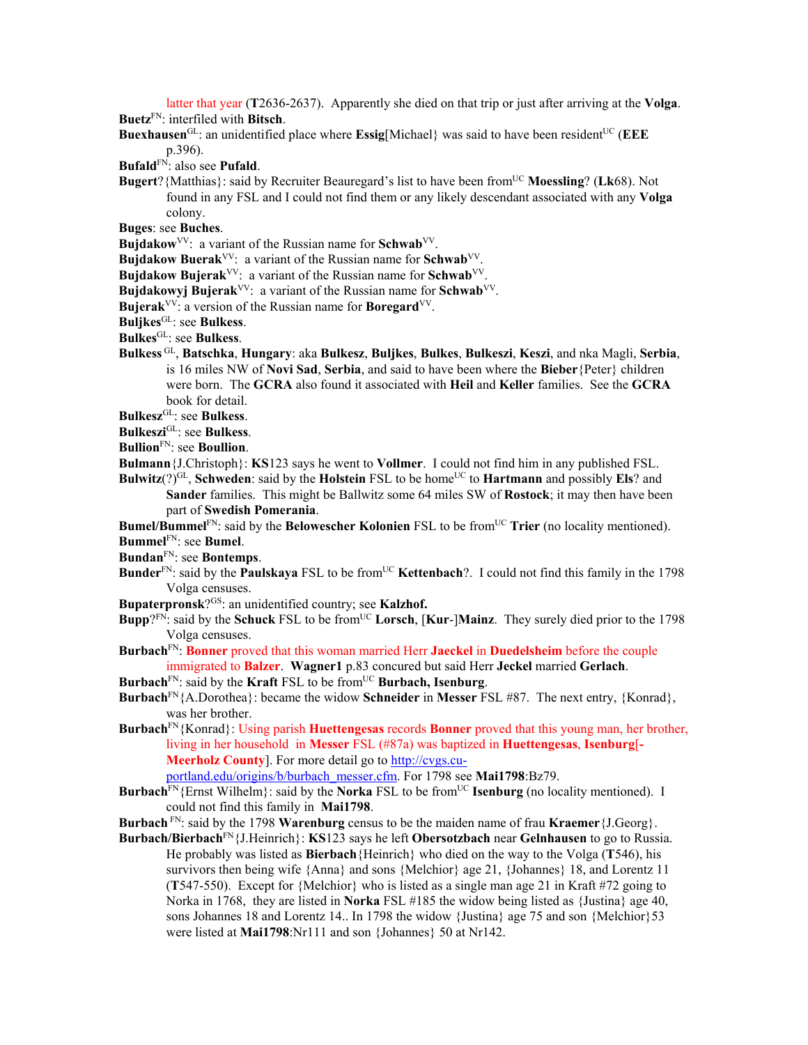latter that year (**T**2636-2637). Apparently she died on that trip or just after arriving at the **Volga**.

**Buetz**[FN]: interfiled with **Bitsch**.

**Buexhausen**[GL]: an unidentified place where **Essig**[Michael} was said to have been resident[UC] (**EEE** p.396).

**Bufald**[FN]: also see **Pufald**.

**Bugert**?{Matthias}: said by Recruiter Beauregard's list to have been from[UC] **Moessling**? (**Lk**68). Not found in any FSL and I could not find them or any likely descendant associated with any **Volga** colony.

**Buges**: see **Buches**.

**Bujdakow**[VV]: a variant of the Russian name for **Schwab**[VV].

**Bujdakow Buerak**[VV]: a variant of the Russian name for **Schwab**[VV].

**Bujdakow Bujerak**[VV]: a variant of the Russian name for **Schwab**[VV].

**Bujdakowyj Bujerak**[VV]: a variant of the Russian name for **Schwab**[VV].

**Bujerak**[VV]: a version of the Russian name for **Boregard**[VV].

**Buljkes**[GL]: see **Bulkess**.

**Bulkes**[GL]: see **Bulkess**.

**Bulkess** [GL], **Batschka**, **Hungary**: aka **Bulkesz**, **Buljkes**, **Bulkes**, **Bulkeszi**, **Keszi**, and nka Magli, **Serbia**, is 16 miles NW of **Novi Sad**, **Serbia**, and said to have been where the **Bieber**{Peter} children were born. The **GCRA** also found it associated with **Heil** and **Keller** families. See the **GCRA** book for detail.

**Bulkesz**[GL]: see **Bulkess**.

**Bulkeszi**[GL]: see **Bulkess**.

**Bullion**[FN]: see **Boullion**.

**Bulmann**{J.Christoph}: **KS**123 says he went to **Vollmer**. I could not find him in any published FSL.

**Bulwitz**(?)[GL], **Schweden**: said by the **Holstein** FSL to be home[UC] to **Hartmann** and possibly **Els**? and **Sander** families. This might be Ballwitz some 64 miles SW of **Rostock**; it may then have been part of **Swedish Pomerania**.

**Bumel/Bummel**[FN]: said by the **Belowescher Kolonien** FSL to be from[UC] **Trier** (no locality mentioned).

**Bummel**[FN]: see **Bumel**.

**Bundan**[FN]: see **Bontemps**.

**Bunder**[FN]: said by the **Paulskaya** FSL to be from[UC] **Kettenbach**?. I could not find this family in the 1798 Volga censuses.

**Bupaterpronsk**?[GS]: an unidentified country; see **Kalzhof.**

**Bupp**?[FN]: said by the **Schuck** FSL to be from[UC] **Lorsch**, [**Kur**-]**Mainz**. They surely died prior to the 1798 Volga censuses.

**Burbach**[FN]: **Bonner** proved that this woman married Herr **Jaeckel** in **Duedelsheim** before the couple immigrated to **Balzer**. **Wagner1** p.83 concurred but said Herr **Jeckel** married **Gerlach**.

**Burbach**[FN]: said by the **Kraft** FSL to be from[UC] **Burbach, Isenburg**.

**Burbach**[FN]{A.Dorothea}: became the widow **Schneider** in **Messer** FSL #87. The next entry, {Konrad}, was her brother.

**Burbach**[FN]{Konrad}: Using parish **Huettengesas** records **Bonner** proved that this young man, her brother, living in her household in **Messer** FSL (#87a) was baptized in **Huettengesas**, **Isenburg**[-**Meerholz County**]. For more detail go to http://cvgs.cu-portland.edu/origins/b/burbach_messer.cfm. For 1798 see **Mai1798**:Bz79.

**Burbach**[FN]{Ernst Wilhelm}: said by the **Norka** FSL to be from[UC] **Isenburg** (no locality mentioned). I could not find this family in **Mai1798**.

**Burbach** [FN]: said by the 1798 **Warenburg** census to be the maiden name of frau **Kraemer**{J.Georg}.

**Burbach/Bierbach**[FN]{J.Heinrich}: **KS**123 says he left **Obersotzbach** near **Gelnhausen** to go to Russia. He probably was listed as **Bierbach**{Heinrich} who died on the way to the Volga (**T**546), his survivors then being wife {Anna} and sons {Melchior} age 21, {Johannes} 18, and Lorentz 11 (**T**547-550). Except for {Melchior} who is listed as a single man age 21 in Kraft #72 going to Norka in 1768, they are listed in **Norka** FSL #185 the widow being listed as {Justina} age 40, sons Johannes 18 and Lorentz 14.. In 1798 the widow {Justina} age 75 and son {Melchior}53 were listed at **Mai1798**:Nr111 and son {Johannes} 50 at Nr142.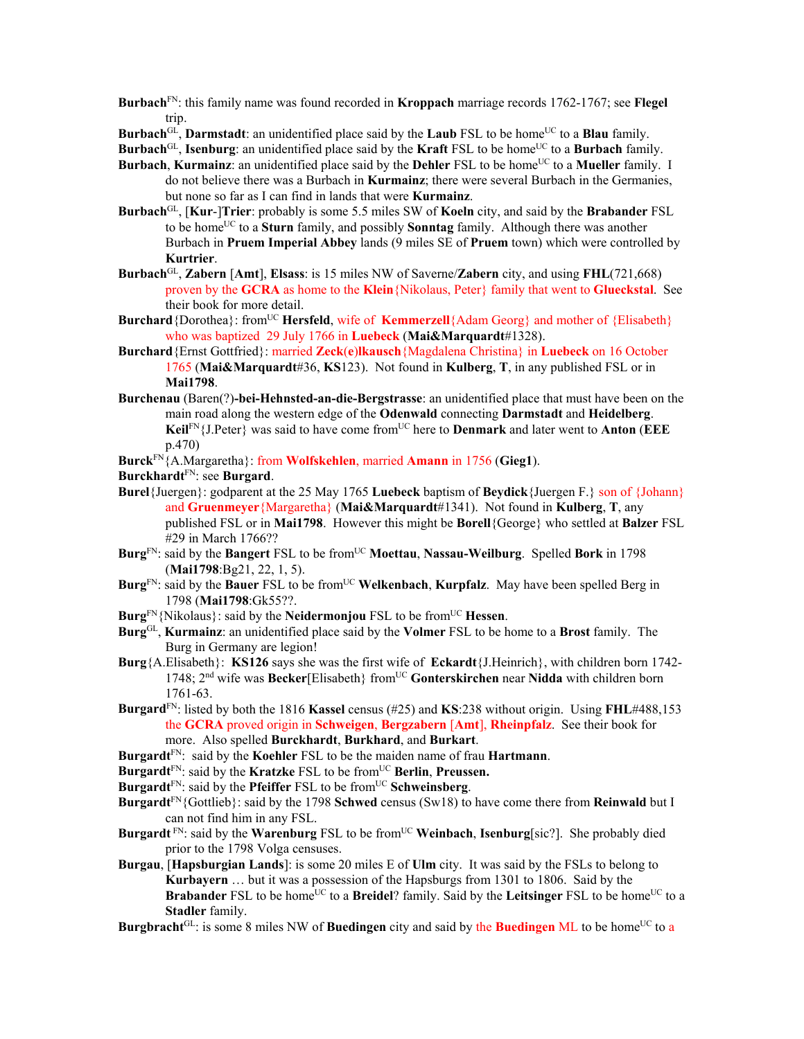**Burbach**[FN]: this family name was found recorded in **Kroppach** marriage records 1762-1767; see **Flegel** trip.

**Burbach**[GL], **Darmstadt**: an unidentified place said by the **Laub** FSL to be home[UC] to a **Blau** family.

**Burbach**[GL], **Isenburg**: an unidentified place said by the **Kraft** FSL to be home[UC] to a **Burbach** family.

**Burbach**, **Kurmainz**: an unidentified place said by the **Dehler** FSL to be home[UC] to a **Mueller** family. I do not believe there was a Burbach in **Kurmainz**; there were several Burbach in the Germanies, but none so far as I can find in lands that were **Kurmainz**.

**Burbach**[GL], [**Kur**-]**Trier**: probably is some 5.5 miles SW of **Koeln** city, and said by the **Brabander** FSL to be home[UC] to a **Sturn** family, and possibly **Sonntag** family. Although there was another Burbach in **Pruem Imperial Abbey** lands (9 miles SE of **Pruem** town) which were controlled by **Kurtrier**.

**Burbach**[GL], **Zabern** [**Amt**], **Elsass**: is 15 miles NW of Saverne/**Zabern** city, and using **FHL**(721,668) proven by the **GCRA** as home to the **Klein**{Nikolaus, Peter} family that went to **Glueckstal**. See their book for more detail.

**Burchard**{Dorothea}: from[UC] **Hersfeld**, wife of **Kemmerzell**{Adam Georg} and mother of {Elisabeth} who was baptized 29 July 1766 in **Luebeck** (**Mai&Marquardt**#1328).

**Burchard**{Ernst Gottfried}: married **Zeck(e)lkausch**{Magdalena Christina} in **Luebeck** on 16 October 1765 (**Mai&Marquardt**#36, **KS**123). Not found in **Kulberg**, **T**, in any published FSL or in **Mai1798**.

**Burchenau** (Baren(?)**-bei-Hehnsted-an-die-Bergstrasse**: an unidentified place that must have been on the main road along the western edge of the **Odenwald** connecting **Darmstadt** and **Heidelberg**. **Keil**[FN]{J.Peter} was said to have come from[UC] here to **Denmark** and later went to **Anton** (**EEE** p.470)

**Burck**[FN]{A.Margaretha}: from **Wolfskehlen**, married **Amann** in 1756 (**Gieg1**).

**Burckhardt**[FN]: see **Burgard**.

**Burel**{Juergen}: godparent at the 25 May 1765 **Luebeck** baptism of **Beydick**{Juergen F.} son of {Johann} and **Gruenmeyer**{Margaretha} (**Mai&Marquardt**#1341). Not found in **Kulberg**, **T**, any published FSL or in **Mai1798**. However this might be **Borell**{George} who settled at **Balzer** FSL #29 in March 1766??

**Burg**[FN]: said by the **Bangert** FSL to be from[UC] **Moettau**, **Nassau-Weilburg**. Spelled **Bork** in 1798 (**Mai1798**:Bg21, 22, 1, 5).

**Burg**[FN]: said by the **Bauer** FSL to be from[UC] **Welkenbach**, **Kurpfalz**. May have been spelled Berg in 1798 (**Mai1798**:Gk55?).

**Burg**[FN]{Nikolaus}: said by the **Neidermonjou** FSL to be from[UC] **Hessen**.

**Burg**[GL], **Kurmainz**: an unidentified place said by the **Volmer** FSL to be home to a **Brost** family. The Burg in Germany are legion!

**Burg**{A.Elisabeth}: **KS126** says she was the first wife of **Eckardt**{J.Heinrich}, with children born 1742-1748; 2[nd] wife was **Becker**[Elisabeth} from[UC] **Gonterskirchen** near **Nidda** with children born 1761-63.

**Burgard**[FN]: listed by both the 1816 **Kassel** census (#25) and **KS**:238 without origin. Using **FHL**#488,153 the **GCRA** proved origin in **Schweigen**, **Bergzabern** [**Amt**], **Rheinpfalz**. See their book for more. Also spelled **Burckhardt**, **Burkhard**, and **Burkart**.

**Burgardt**[FN]: said by the **Koehler** FSL to be the maiden name of frau **Hartmann**.

**Burgardt**[FN]: said by the **Kratzke** FSL to be from[UC] **Berlin**, **Preussen.**

**Burgardt**[FN]: said by the **Pfeiffer** FSL to be from[UC] **Schweinsberg**.

**Burgardt**[FN]{Gottlieb}: said by the 1798 **Schwed** census (Sw18) to have come there from **Reinwald** but I can not find him in any FSL.

**Burgardt** [FN]: said by the **Warenburg** FSL to be from[UC] **Weinbach**, **Isenburg**[sic?]. She probably died prior to the 1798 Volga censuses.

**Burgau**, [**Hapsburgian Lands**]: is some 20 miles E of **Ulm** city. It was said by the FSLs to belong to **Kurbayern** … but it was a possession of the Hapsburgs from 1301 to 1806. Said by the **Brabander** FSL to be home[UC] to a **Breidel**? family. Said by the **Leitsinger** FSL to be home[UC] to a **Stadler** family.

**Burgbracht**[GL]: is some 8 miles NW of **Buedingen** city and said by the **Buedingen** ML to be home[UC] to a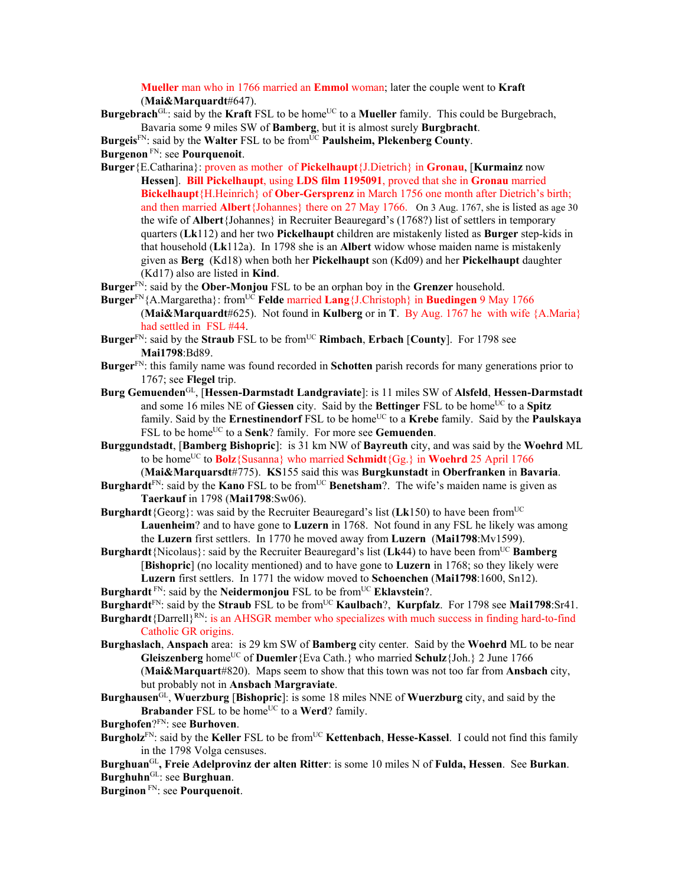**Mueller** man who in 1766 married an **Emmol** woman; later the couple went to **Kraft** (**Mai&Marquardt**#647).

**Burgebrach**[GL]: said by the **Kraft** FSL to be home[UC] to a **Mueller** family. This could be Burgebrach, Bavaria some 9 miles SW of **Bamberg**, but it is almost surely **Burgbracht**.

**Burgeis**[FN]: said by the **Walter** FSL to be from[UC] **Paulsheim, Plekenberg County**.

**Burgenon** [FN]: see **Pourquenoit**.

**Burger**{E.Catharina}: proven as mother of **Pickelhaupt**{J.Dietrich} in **Gronau**, [**Kurmainz** now **Hessen**]. **Bill Pickelhaupt**, using **LDS film 1195091**, proved that she in **Gronau** married **Bickelhaupt**{H.Heinrich} of **Ober-Gersprenz** in March 1756 one month after Dietrich's birth; and then married **Albert**{Johannes} there on 27 May 1766. On 3 Aug. 1767, she is listed as age 30 the wife of **Albert**{Johannes} in Recruiter Beauregard's (1768?) list of settlers in temporary quarters (**Lk**112) and her two **Pickelhaupt** children are mistakenly listed as **Burger** step-kids in that household (**Lk**112a). In 1798 she is an **Albert** widow whose maiden name is mistakenly given as **Berg** (Kd18) when both her **Pickelhaupt** son (Kd09) and her **Pickelhaupt** daughter (Kd17) also are listed in **Kind**.

**Burger**[FN]: said by the **Ober-Monjou** FSL to be an orphan boy in the **Grenzer** household.

**Burger**[FN]{A.Margaretha}: from[UC] **Felde** married **Lang**{J.Christoph} in **Buedingen** 9 May 1766 (**Mai&Marquardt**#625). Not found in **Kulberg** or in **T**. By Aug. 1767 he with wife {A.Maria} had settled in FSL #44.

**Burger**[FN]: said by the **Straub** FSL to be from[UC] **Rimbach**, **Erbach** [**County**]. For 1798 see **Mai1798**:Bd89.

**Burger**[FN]: this family name was found recorded in **Schotten** parish records for many generations prior to 1767; see **Flegel** trip.

**Burg Gemuenden**[GL], [**Hessen-Darmstadt Landgraviate**]: is 11 miles SW of **Alsfeld**, **Hessen-Darmstadt** and some 16 miles NE of **Giessen** city. Said by the **Bettinger** FSL to be home[UC] to a **Spitz** family. Said by the **Ernestinendorf** FSL to be home[UC] to a **Krebe** family. Said by the **Paulskaya** FSL to be home[UC] to a **Senk**? family. For more see **Gemuenden**.

**Burggundstadt**, [**Bamberg Bishopric**]: is 31 km NW of **Bayreuth** city, and was said by the **Woehrd** ML to be home[UC] to **Bolz**{Susanna} who married **Schmidt**{Gg.} in **Woehrd** 25 April 1766 (**Mai&Marquarsdt**#775). **KS**155 said this was **Burgkunstadt** in **Oberfranken** in **Bavaria**.

**Burghardt**[FN]: said by the **Kano** FSL to be from[UC] **Benetsham**?. The wife's maiden name is given as **Taerkauf** in 1798 (**Mai1798**:Sw06).

**Burghardt**{Georg}: was said by the Recruiter Beauregard's list (**Lk**150) to have been from[UC] **Lauenheim**? and to have gone to **Luzern** in 1768. Not found in any FSL he likely was among the **Luzern** first settlers. In 1770 he moved away from **Luzern** (**Mai1798**:Mv1599).

**Burghardt**{Nicolaus}: said by the Recruiter Beauregard's list (**Lk**44) to have been from[UC] **Bamberg** [**Bishopric**] (no locality mentioned) and to have gone to **Luzern** in 1768; so they likely were **Luzern** first settlers. In 1771 the widow moved to **Schoenchen** (**Mai1798**:1600, Sn12).

**Burghardt** [FN]: said by the **Neidermonjou** FSL to be from[UC] **Eklavstein**?.

**Burghardt**[FN]: said by the **Straub** FSL to be from[UC] **Kaulbach**?, **Kurpfalz**. For 1798 see **Mai1798**:Sr41.

**Burghardt**{Darrell}[RN]: is an AHSGR member who specializes with much success in finding hard-to-find Catholic GR origins.

**Burghaslach**, **Anspach** area: is 29 km SW of **Bamberg** city center. Said by the **Woehrd** ML to be near **Gleiszenberg** home[UC] of **Duemler**{Eva Cath.} who married **Schulz**{Joh.} 2 June 1766 (**Mai&Marquart**#820). Maps seem to show that this town was not too far from **Ansbach** city, but probably not in **Ansbach Margraviate**.

**Burghausen**[GL], **Wuerzburg** [**Bishopric**]: is some 18 miles NNE of **Wuerzburg** city, and said by the **Brabander** FSL to be home[UC] to a **Werd**? family.

**Burghofen**?[FN]: see **Burhoven**.

**Burgholz**[FN]: said by the **Keller** FSL to be from[UC] **Kettenbach**, **Hesse-Kassel**. I could not find this family in the 1798 Volga censuses.

**Burghuan**[GL]**, Freie Adelprovinz der alten Ritter**: is some 10 miles N of **Fulda, Hessen**. See **Burkan**.

**Burghuhn**[GL]: see **Burghuan**.

**Burginon** [FN]: see **Pourquenoit**.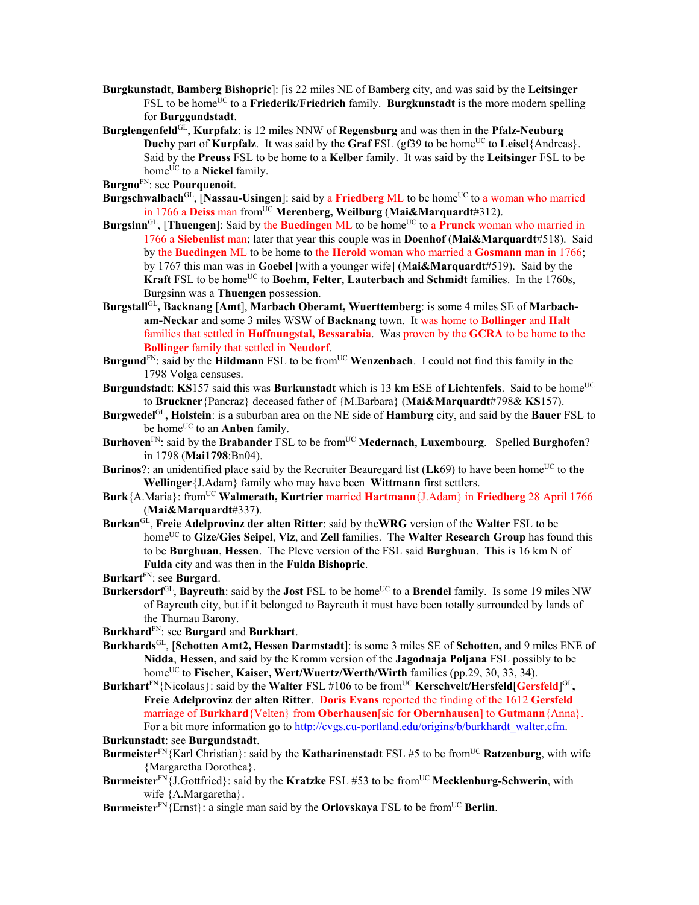**Burgkunstadt**, **Bamberg Bishopric**]: [is 22 miles NE of Bamberg city, and was said by the **Leitsinger** FSL to be home[UC] to a **Friederik**/**Friedrich** family. **Burgkunstadt** is the more modern spelling for **Burggundstadt**.

**Burglengenfeld**[GL], **Kurpfalz**: is 12 miles NNW of **Regensburg** and was then in the **Pfalz-Neuburg Duchy** part of **Kurpfalz**. It was said by the **Graf** FSL (gf39 to be home[UC] to **Leisel**{Andreas}. Said by the **Preuss** FSL to be home to a **Kelber** family. It was said by the **Leitsinger** FSL to be home[UC] to a **Nickel** family.

**Burgno**[FN]: see **Pourquenoit**.

**Burgschwalbach**[GL], [**Nassau-Usingen**]: said by a **Friedberg** ML to be home[UC] to a woman who married in 1766 a **Deiss** man from[UC] **Merenberg, Weilburg** (**Mai&Marquardt**#312).

**Burgsinn**[GL], [**Thuengen**]: Said by the **Buedingen** ML to be home[UC] to a **Prunck** woman who married in 1766 a **Siebenlist** man; later that year this couple was in **Doenhof** (**Mai&Marquardt**#518). Said by the **Buedingen** ML to be home to the **Herold** woman who married a **Gosmann** man in 1766; by 1767 this man was in **Goebel** [with a younger wife] (M**ai&Marquardt**#519). Said by the **Kraft** FSL to be home[UC] to **Boehm**, **Felter**, **Lauterbach** and **Schmidt** families. In the 1760s, Burgsinn was a **Thuengen** possession.

**Burgstall**[GL]**, Backnang** [**Amt**], **Marbach Oberamt, Wuerttemberg**: is some 4 miles SE of **Marbach-am-Neckar** and some 3 miles WSW of **Backnang** town. It was home to **Bollinger** and **Halt** families that settled in **Hoffnungstal, Bessarabia**. Was proven by the **GCRA** to be home to the **Bollinger** family that settled in **Neudorf**.

**Burgund**[FN]: said by the **Hildmann** FSL to be from[UC] **Wenzenbach**. I could not find this family in the 1798 Volga censuses.

**Burgundstadt**: **KS**157 said this was **Burkunstadt** which is 13 km ESE of **Lichtenfels**. Said to be home[UC] to **Bruckner**{Pancraz} deceased father of {M.Barbara} (**Mai&Marquardt**#798& **KS**157).

**Burgwedel**[GL]**, Holstein**: is a suburban area on the NE side of **Hamburg** city, and said by the **Bauer** FSL to be home[UC] to an **Anben** family.

**Burhoven**[FN]: said by the **Brabander** FSL to be from[UC] **Medernach**, **Luxembourg**. Spelled **Burghofen**? in 1798 (**Mai1798**:Bn04).

**Burinos**?: an unidentified place said by the Recruiter Beauregard list (**Lk**69) to have been home[UC] to **the Wellinger**{J.Adam} family who may have been **Wittmann** first settlers.

**Burk**{A.Maria}: from[UC] **Walmerath, Kurtrier** married **Hartmann**{J.Adam} in **Friedberg** 28 April 1766 (**Mai&Marquardt**#337).

**Burkan**[GL], **Freie Adelprovinz der alten Ritter**: said by the**WRG** version of the **Walter** FSL to be home[UC] to **Gize**/**Gies Seipel**, **Viz**, and **Zell** families. The **Walter Research Group** has found this to be **Burghuan**, **Hessen**. The Pleve version of the FSL said **Burghuan**. This is 16 km N of **Fulda** city and was then in the **Fulda Bishopric**.

**Burkart**[FN]: see **Burgard**.

**Burkersdorf**[GL], **Bayreuth**: said by the **Jost** FSL to be home[UC] to a **Brendel** family. Is some 19 miles NW of Bayreuth city, but if it belonged to Bayreuth it must have been totally surrounded by lands of the Thurnau Barony.

**Burkhard**[FN]: see **Burgard** and **Burkhart**.

**Burkhards**[GL], [**Schotten Amt2, Hessen Darmstadt**]: is some 3 miles SE of **Schotten,** and 9 miles ENE of **Nidda**, **Hessen,** and said by the Kromm version of the **Jagodnaja Poljana** FSL possibly to be home[UC] to **Fischer**, **Kaiser, Wert/Wuertz/Werth/Wirth** families (pp.29, 30, 33, 34).

**Burkhart**[FN]{Nicolaus}: said by the **Walter** FSL #106 to be from[UC] **Kerschvelt/Hersfeld**[**Gersfeld**][GL]**, Freie Adelprovinz der alten Ritter**. **Doris Evans** reported the finding of the 1612 **Gersfeld** marriage of **Burkhard**{Velten} from **Oberhausen**[sic for **Obernhausen**] to **Gutmann**{Anna}. For a bit more information go to http://cvgs.cu-portland.edu/origins/b/burkhardt_walter.cfm.

**Burkunstadt**: see **Burgundstadt**.

**Burmeister**[FN]{Karl Christian}: said by the **Katharinenstadt** FSL #5 to be from[UC] **Ratzenburg**, with wife {Margaretha Dorothea}.

**Burmeister**[FN]{J.Gottfried}: said by the **Kratzke** FSL #53 to be from[UC] **Mecklenburg-Schwerin**, with wife {A.Margaretha}.

**Burmeister**[FN]{Ernst}: a single man said by the **Orlovskaya** FSL to be from[UC] **Berlin**.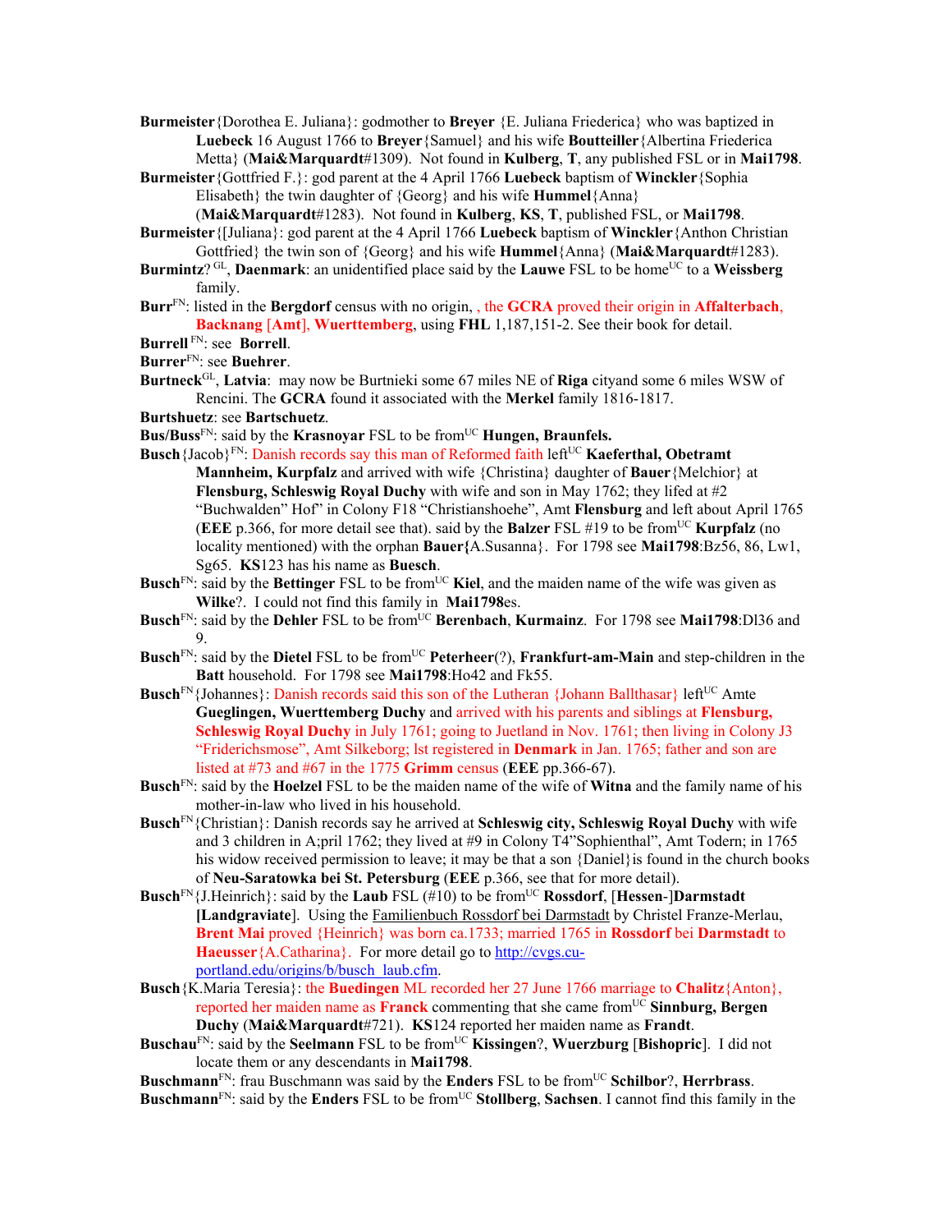**Burmeister**{Dorothea E. Juliana}: godmother to **Breyer** {E. Juliana Friederica} who was baptized in **Luebeck** 16 August 1766 to **Breyer**{Samuel} and his wife **Boutteiller**{Albertina Friederica Metta} (**Mai&Marquardt**#1309). Not found in **Kulberg**, **T**, any published FSL or in **Mai1798**.

**Burmeister**{Gottfried F.}: god parent at the 4 April 1766 **Luebeck** baptism of **Winckler**{Sophia Elisabeth} the twin daughter of {Georg} and his wife **Hummel**{Anna} (**Mai&Marquardt**#1283). Not found in **Kulberg**, **KS**, **T**, published FSL, or **Mai1798**.

**Burmeister**{[Juliana}: god parent at the 4 April 1766 **Luebeck** baptism of **Winckler**{Anthon Christian Gottfried} the twin son of {Georg} and his wife **Hummel**{Anna} (**Mai&Marquardt**#1283).

**Burmintz**? [GL], **Daenmark**: an unidentified place said by the **Lauwe** FSL to be home[UC] to a **Weissberg** family.

**Burr**[FN]: listed in the **Bergdorf** census with no origin, , the **GCRA** proved their origin in **Affalterbach**, **Backnang [Amt]**, **Wuerttemberg**, using **FHL** 1,187,151-2. See their book for detail.

**Burrell** [FN]: see **Borrell**.

**Burrer**[FN]: see **Buehrer**.

**Burtneck**[GL], **Latvia**: may now be Burtnieki some 67 miles NE of **Riga** cityand some 6 miles WSW of Rencini. The **GCRA** found it associated with the **Merkel** family 1816-1817.

**Burtshuetz**: see **Bartschuetz**.

**Bus/Buss**[FN]: said by the **Krasnoyar** FSL to be from[UC] **Hungen, Braunfels.**

**Busch**{Jacob}[FN]: Danish records say this man of Reformed faith left[UC] **Kaeferthal, Obetramt Mannheim, Kurpfalz** and arrived with wife {Christina} daughter of **Bauer**{Melchior} at **Flensburg, Schleswig Royal Duchy** with wife and son in May 1762; they lifed at #2 "Buchwalden" Hof" in Colony F18 "Christianshoehe", Amt **Flensburg** and left about April 1765 (**EEE** p.366, for more detail see that). said by the **Balzer** FSL #19 to be from[UC] **Kurpfalz** (no locality mentioned) with the orphan **Bauer{**A.Susanna}. For 1798 see **Mai1798**:Bz56, 86, Lw1, Sg65. **KS**123 has his name as **Buesch**.

**Busch**[FN]: said by the **Bettinger** FSL to be from[UC] **Kiel**, and the maiden name of the wife was given as **Wilke**?. I could not find this family in **Mai1798**es.

**Busch**[FN]: said by the **Dehler** FSL to be from[UC] **Berenbach**, **Kurmainz**. For 1798 see **Mai1798**:Dl36 and 9.

**Busch**[FN]: said by the **Dietel** FSL to be from[UC] **Peterheer**(?), **Frankfurt-am-Main** and step-children in the **Batt** household. For 1798 see **Mai1798**:Ho42 and Fk55.

**Busch**[FN]{Johannes}: Danish records said this son of the Lutheran {Johann Ballthasar} left[UC] Amte **Gueglingen, Wuerttemberg Duchy** and arrived with his parents and siblings at **Flensburg, Schleswig Royal Duchy** in July 1761; going to Juetland in Nov. 1761; then living in Colony J3 "Friderichsmose", Amt Silkeborg; lst registered in **Denmark** in Jan. 1765; father and son are listed at #73 and #67 in the 1775 **Grimm** census (**EEE** pp.366-67).

**Busch**[FN]: said by the **Hoelzel** FSL to be the maiden name of the wife of **Witna** and the family name of his mother-in-law who lived in his household.

**Busch**[FN]{Christian}: Danish records say he arrived at **Schleswig city, Schleswig Royal Duchy** with wife and 3 children in A;pril 1762; they lived at #9 in Colony T4"Sophienthal", Amt Todern; in 1765 his widow received permission to leave; it may be that a son {Daniel}is found in the church books of **Neu-Saratowka bei St. Petersburg** (**EEE** p.366, see that for more detail).

**Busch**[FN]{J.Heinrich}: said by the **Laub** FSL (#10) to be from[UC] **Rossdorf**, [**Hessen**-]**Darmstadt** [**Landgraviate**]. Using the Familienbuch Rossdorf bei Darmstadt by Christel Franze-Merlau, **Brent Mai** proved {Heinrich} was born ca.1733; married 1765 in **Rossdorf** bei **Darmstadt** to **Haeusser**{A.Catharina}. For more detail go to http://cvgs.cu-portland.edu/origins/b/busch_laub.cfm.

**Busch**{K.Maria Teresia}: the **Buedingen** ML recorded her 27 June 1766 marriage to **Chalitz**{Anton}, reported her maiden name as **Franck** commenting that she came from[UC] **Sinnburg, Bergen Duchy** (**Mai&Marquardt**#721). **KS**124 reported her maiden name as **Frandt**.

**Buschau**[FN]: said by the **Seelmann** FSL to be from[UC] **Kissingen**?, **Wuerzburg** [**Bishopric**]. I did not locate them or any descendants in **Mai1798**.

**Buschmann**[FN]: frau Buschmann was said by the **Enders** FSL to be from[UC] **Schilbor**?, **Herrbrass**.

**Buschmann**[FN]: said by the **Enders** FSL to be from[UC] **Stollberg**, **Sachsen**. I cannot find this family in the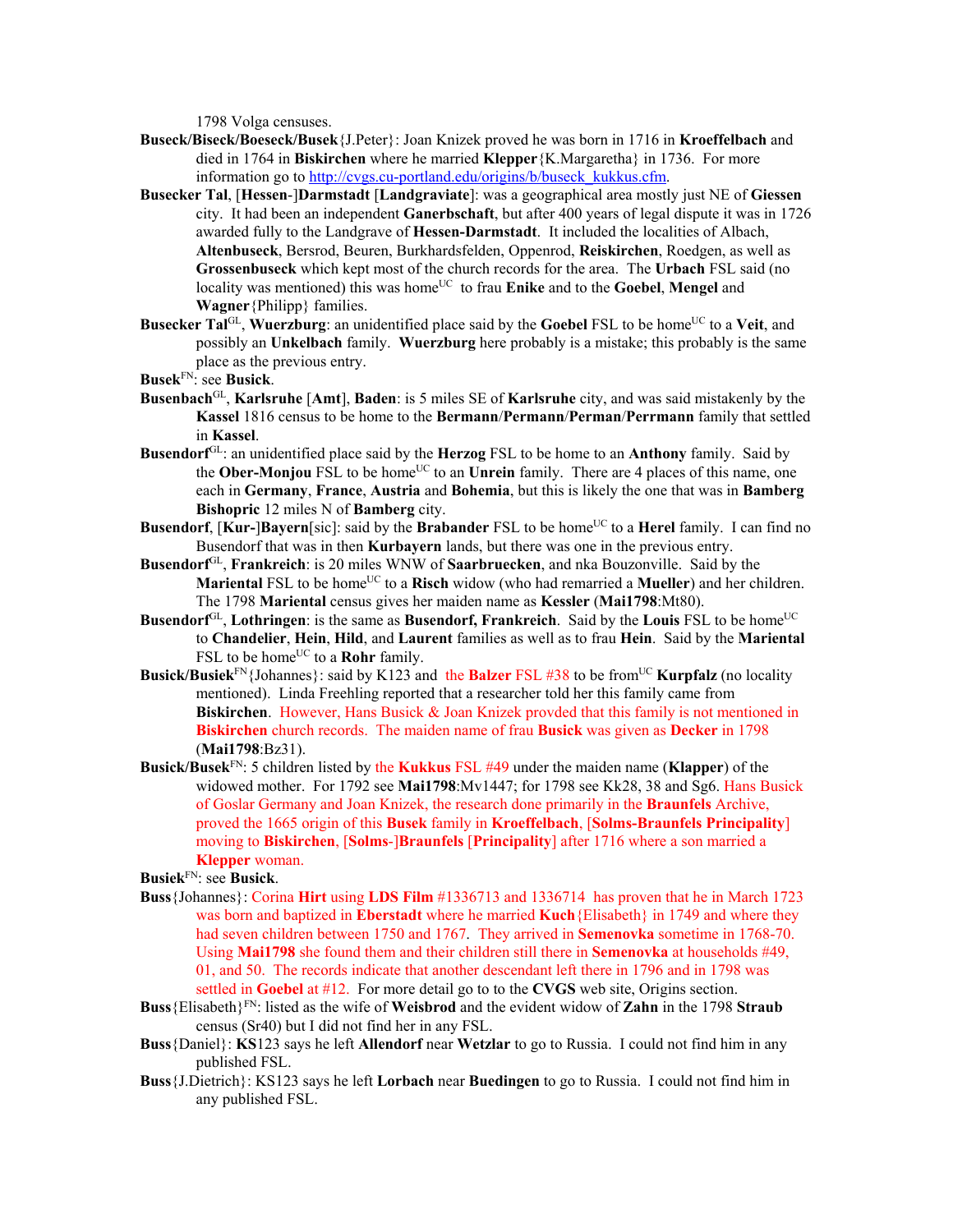1798 Volga censuses.

**Buseck/Biseck/Boeseck/Busek**{J.Peter}: Joan Knizek proved he was born in 1716 in **Kroeffelbach** and died in 1764 in **Biskirchen** where he married **Klepper**{K.Margaretha} in 1736. For more information go to http://cvgs.cu-portland.edu/origins/b/buseck_kukkus.cfm.

**Busecker Tal**, [**Hessen**-]**Darmstadt** [**Landgraviate**]: was a geographical area mostly just NE of **Giessen** city. It had been an independent **Ganerbschaft**, but after 400 years of legal dispute it was in 1726 awarded fully to the Landgrave of **Hessen-Darmstadt**. It included the localities of Albach, **Altenbuseck**, Bersrod, Beuren, Burkhardsfelden, Oppenrod, **Reiskirchen**, Roedgen, as well as **Grossenbuseck** which kept most of the church records for the area. The **Urbach** FSL said (no locality was mentioned) this was home[UC] to frau **Enike** and to the **Goebel**, **Mengel** and **Wagner**{Philipp} families.

**Busecker Tal**[GL], **Wuerzburg**: an unidentified place said by the **Goebel** FSL to be home[UC] to a **Veit**, and possibly an **Unkelbach** family. **Wuerzburg** here probably is a mistake; this probably is the same place as the previous entry.

**Busek**[FN]: see **Busick**.

**Busenbach**[GL], **Karlsruhe** [**Amt**], **Baden**: is 5 miles SE of **Karlsruhe** city, and was said mistakenly by the **Kassel** 1816 census to be home to the **Bermann**/**Permann**/**Perman**/**Perrmann** family that settled in **Kassel**.

**Busendorf**[GL]: an unidentified place said by the **Herzog** FSL to be home to an **Anthony** family. Said by the **Ober-Monjou** FSL to be home[UC] to an **Unrein** family. There are 4 places of this name, one each in **Germany**, **France**, **Austria** and **Bohemia**, but this is likely the one that was in **Bamberg Bishopric** 12 miles N of **Bamberg** city.

**Busendorf**, [**Kur-**]**Bayern**[sic]: said by the **Brabander** FSL to be home[UC] to a **Herel** family. I can find no Busendorf that was in then **Kurbayern** lands, but there was one in the previous entry.

**Busendorf**[GL], **Frankreich**: is 20 miles WNW of **Saarbruecken**, and nka Bouzonville. Said by the **Mariental** FSL to be home[UC] to a **Risch** widow (who had remarried a **Mueller**) and her children. The 1798 **Mariental** census gives her maiden name as **Kessler** (**Mai1798**:Mt80).

**Busendorf**[GL], **Lothringen**: is the same as **Busendorf, Frankreich**. Said by the **Louis** FSL to be home[UC] to **Chandelier**, **Hein**, **Hild**, and **Laurent** families as well as to frau **Hein**. Said by the **Mariental** FSL to be home[UC] to a **Rohr** family.

**Busick/Busiek**[FN]{Johannes}: said by K123 and the **Balzer** FSL #38 to be from[UC] **Kurpfalz** (no locality mentioned). Linda Freehling reported that a researcher told her this family came from **Biskirchen**. However, Hans Busick & Joan Knizek provded that this family is not mentioned in **Biskirchen** church records. The maiden name of frau **Busick** was given as **Decker** in 1798 (**Mai1798**:Bz31).

**Busick/Busek**[FN]: 5 children listed by the **Kukkus** FSL #49 under the maiden name (**Klapper**) of the widowed mother. For 1792 see **Mai1798**:Mv1447; for 1798 see Kk28, 38 and Sg6. Hans Busick of Goslar Germany and Joan Knizek, the research done primarily in the **Braunfels** Archive, proved the 1665 origin of this **Busek** family in **Kroeffelbach**, [**Solms-Braunfels Principality**] moving to **Biskirchen**, [**Solms**-]**Braunfels** [**Principality**] after 1716 where a son married a **Klepper** woman.

**Busiek**[FN]: see **Busick**.

**Buss**{Johannes}: Corina **Hirt** using **LDS Film** #1336713 and 1336714 has proven that he in March 1723 was born and baptized in **Eberstadt** where he married **Kuch**{Elisabeth} in 1749 and where they had seven children between 1750 and 1767. They arrived in **Semenovka** sometime in 1768-70. Using **Mai1798** she found them and their children still there in **Semenovka** at households #49, 01, and 50. The records indicate that another descendant left there in 1796 and in 1798 was settled in **Goebel** at #12. For more detail go to to the **CVGS** web site, Origins section.

**Buss**{Elisabeth}[FN]: listed as the wife of **Weisbrod** and the evident widow of **Zahn** in the 1798 **Straub** census (Sr40) but I did not find her in any FSL.

**Buss**{Daniel}: **KS**123 says he left **Allendorf** near **Wetzlar** to go to Russia. I could not find him in any published FSL.

**Buss**{J.Dietrich}: KS123 says he left **Lorbach** near **Buedingen** to go to Russia. I could not find him in any published FSL.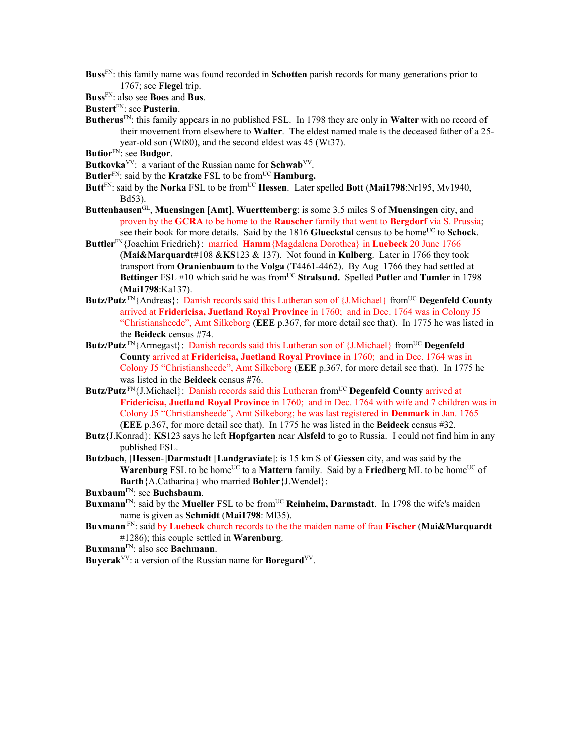**Buss**[FN]: this family name was found recorded in **Schotten** parish records for many generations prior to 1767; see **Flegel** trip.

**Buss**[FN]: also see **Boes** and **Bus**.

**Bustert**[FN]: see **Pusterin**.

**Butherus**[FN]: this family appears in no published FSL. In 1798 they are only in **Walter** with no record of their movement from elsewhere to **Walter**. The eldest named male is the deceased father of a 25-year-old son (Wt80), and the second eldest was 45 (Wt37).

**Butior**[FN]: see **Budgor**.

**Butkovka**[VV]: a variant of the Russian name for **Schwab**[VV].

**Butler**[FN]: said by the **Kratzke** FSL to be from[UC] **Hamburg.**

**Butt**[FN]: said by the **Norka** FSL to be from[UC] **Hessen**. Later spelled **Bott** (**Mai1798**:Nr195, Mv1940, Bd53).

**Buttenhausen**[GL], **Muensingen** [**Amt**], **Wuerttemberg**: is some 3.5 miles S of **Muensingen** city, and proven by the **GCRA** to be home to the **Rauscher** family that went to **Bergdorf** via S. Prussia; see their book for more details. Said by the 1816 **Glueckstal** census to be home[UC] to **Schock**.

**Buttler**[FN]{Joachim Friedrich}: married **Hamm**{Magdalena Dorothea} in **Luebeck** 20 June 1766 (**Mai&Marquardt**#108 &**KS**123 & 137). Not found in **Kulberg**. Later in 1766 they took transport from **Oranienbaum** to the **Volga** (**T**4461-4462). By Aug 1766 they had settled at **Bettinger** FSL #10 which said he was from[UC] **Stralsund.** Spelled **Putler** and **Tumler** in 1798 (**Mai1798**:Ka137).

**Butz/Putz** [FN]{Andreas}: Danish records said this Lutheran son of {J.Michael} from[UC] **Degenfeld County** arrived at **Fridericisa, Juetland Royal Province** in 1760; and in Dec. 1764 was in Colony J5 "Christiansheede", Amt Silkeborg (**EEE** p.367, for more detail see that). In 1775 he was listed in the **Beideck** census #74.

**Butz/Putz** [FN]{Armegast}: Danish records said this Lutheran son of {J.Michael} from[UC] **Degenfeld County** arrived at **Fridericisa, Juetland Royal Province** in 1760; and in Dec. 1764 was in Colony J5 "Christiansheede", Amt Silkeborg (**EEE** p.367, for more detail see that). In 1775 he was listed in the **Beideck** census #76.

**Butz/Putz** [FN]{J.Michael}: Danish records said this Lutheran from[UC] **Degenfeld County** arrived at **Fridericisa, Juetland Royal Province** in 1760; and in Dec. 1764 with wife and 7 children was in Colony J5 "Christiansheede", Amt Silkeborg; he was last registered in **Denmark** in Jan. 1765 (**EEE** p.367, for more detail see that). In 1775 he was listed in the **Beideck** census #32.

**Butz**{J.Konrad}: **KS**123 says he left **Hopfgarten** near **Alsfeld** to go to Russia. I could not find him in any published FSL.

**Butzbach**, [**Hessen**-]**Darmstadt** [**Landgraviate**]: is 15 km S of **Giessen** city, and was said by the **Warenburg** FSL to be home[UC] to a **Mattern** family. Said by a **Friedberg** ML to be home[UC] of **Barth**{A.Catharina} who married **Bohler**{J.Wendel}:

**Buxbaum**[FN]: see **Buchsbaum**.

**Buxmann**[FN]: said by the **Mueller** FSL to be from[UC] **Reinheim, Darmstadt**. In 1798 the wife's maiden name is given as **Schmidt** (**Mai1798**: Ml35).

**Buxmann** [FN]: said by **Luebeck** church records to the the maiden name of frau **Fischer** (**Mai&Marquardt** #1286); this couple settled in **Warenburg**.

**Buxmann**[FN]: also see **Bachmann**.

**Buyerak**[VV]: a version of the Russian name for **Boregard**[VV].